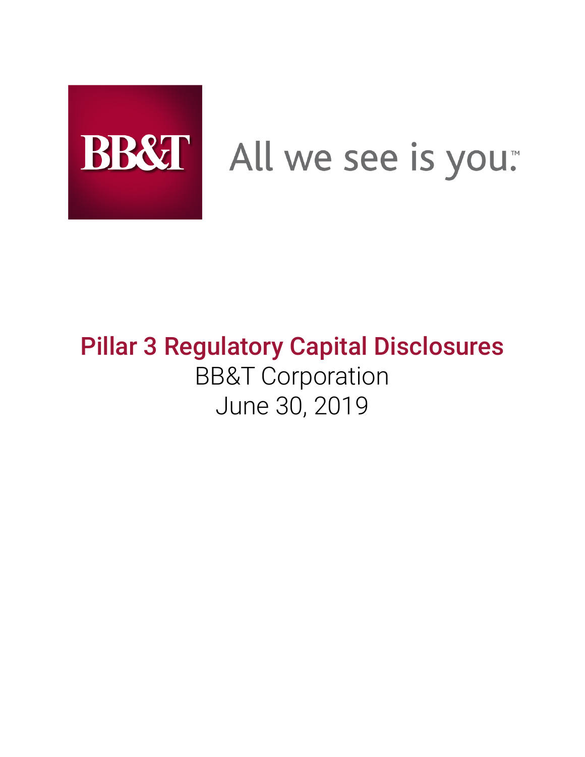BB&T

All we see is you.™

# Pillar 3 Regulatory Capital Disclosures

BB&T Corporation

June 30, 2019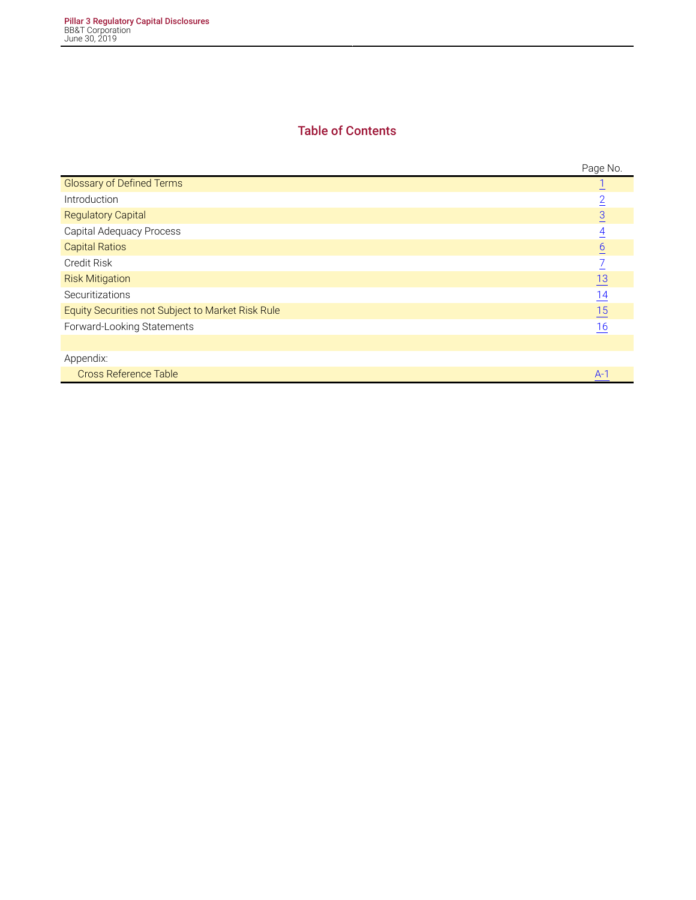# Table of Contents

| | Page No. |
|---|---|
| Glossary of Defined Terms | 1 |
| Introduction | 2 |
| Regulatory Capital | 3 |
| Capital Adequacy Process | 4 |
| Capital Ratios | 6 |
| Credit Risk | 7 |
| Risk Mitigation | 13 |
| Securitizations | 14 |
| Equity Securities not Subject to Market Risk Rule | 15 |
| Forward-Looking Statements | 16 |
| | |
| Appendix: | |
| Cross Reference Table | A-1 |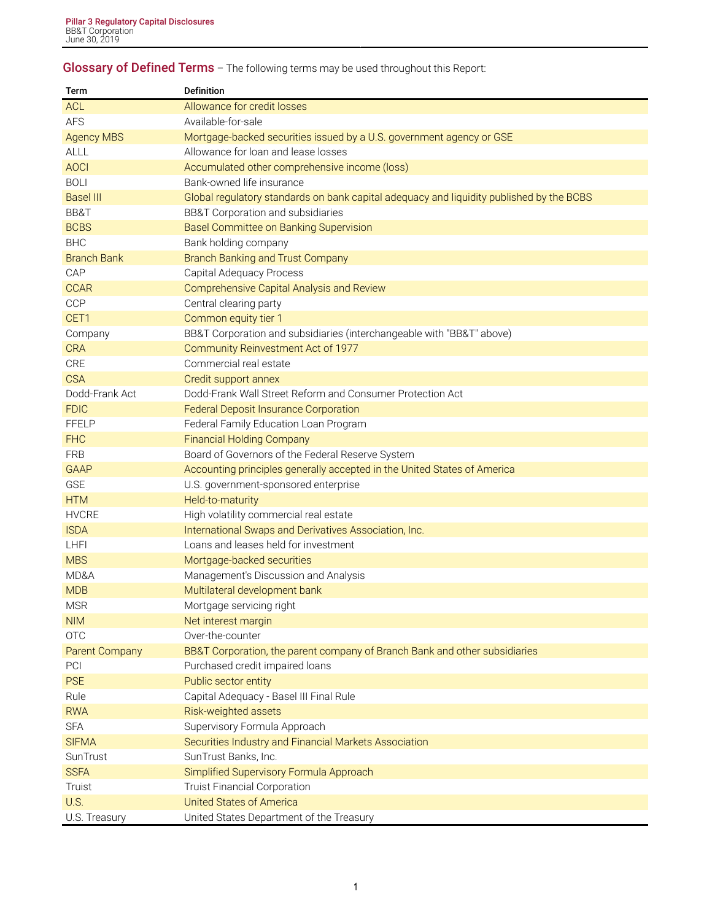## Glossary of Defined Terms – The following terms may be used throughout this Report:

| Term | Definition |
|---|---|
| ACL | Allowance for credit losses |
| AFS | Available-for-sale |
| Agency MBS | Mortgage-backed securities issued by a U.S. government agency or GSE |
| ALLL | Allowance for loan and lease losses |
| AOCI | Accumulated other comprehensive income (loss) |
| BOLI | Bank-owned life insurance |
| Basel III | Global regulatory standards on bank capital adequacy and liquidity published by the BCBS |
| BB&T | BB&T Corporation and subsidiaries |
| BCBS | Basel Committee on Banking Supervision |
| BHC | Bank holding company |
| Branch Bank | Branch Banking and Trust Company |
| CAP | Capital Adequacy Process |
| CCAR | Comprehensive Capital Analysis and Review |
| CCP | Central clearing party |
| CET1 | Common equity tier 1 |
| Company | BB&T Corporation and subsidiaries (interchangeable with "BB&T" above) |
| CRA | Community Reinvestment Act of 1977 |
| CRE | Commercial real estate |
| CSA | Credit support annex |
| Dodd-Frank Act | Dodd-Frank Wall Street Reform and Consumer Protection Act |
| FDIC | Federal Deposit Insurance Corporation |
| FFELP | Federal Family Education Loan Program |
| FHC | Financial Holding Company |
| FRB | Board of Governors of the Federal Reserve System |
| GAAP | Accounting principles generally accepted in the United States of America |
| GSE | U.S. government-sponsored enterprise |
| HTM | Held-to-maturity |
| HVCRE | High volatility commercial real estate |
| ISDA | International Swaps and Derivatives Association, Inc. |
| LHFI | Loans and leases held for investment |
| MBS | Mortgage-backed securities |
| MD&A | Management's Discussion and Analysis |
| MDB | Multilateral development bank |
| MSR | Mortgage servicing right |
| NIM | Net interest margin |
| OTC | Over-the-counter |
| Parent Company | BB&T Corporation, the parent company of Branch Bank and other subsidiaries |
| PCI | Purchased credit impaired loans |
| PSE | Public sector entity |
| Rule | Capital Adequacy - Basel III Final Rule |
| RWA | Risk-weighted assets |
| SFA | Supervisory Formula Approach |
| SIFMA | Securities Industry and Financial Markets Association |
| SunTrust | SunTrust Banks, Inc. |
| SSFA | Simplified Supervisory Formula Approach |
| Truist | Truist Financial Corporation |
| U.S. | United States of America |
| U.S. Treasury | United States Department of the Treasury |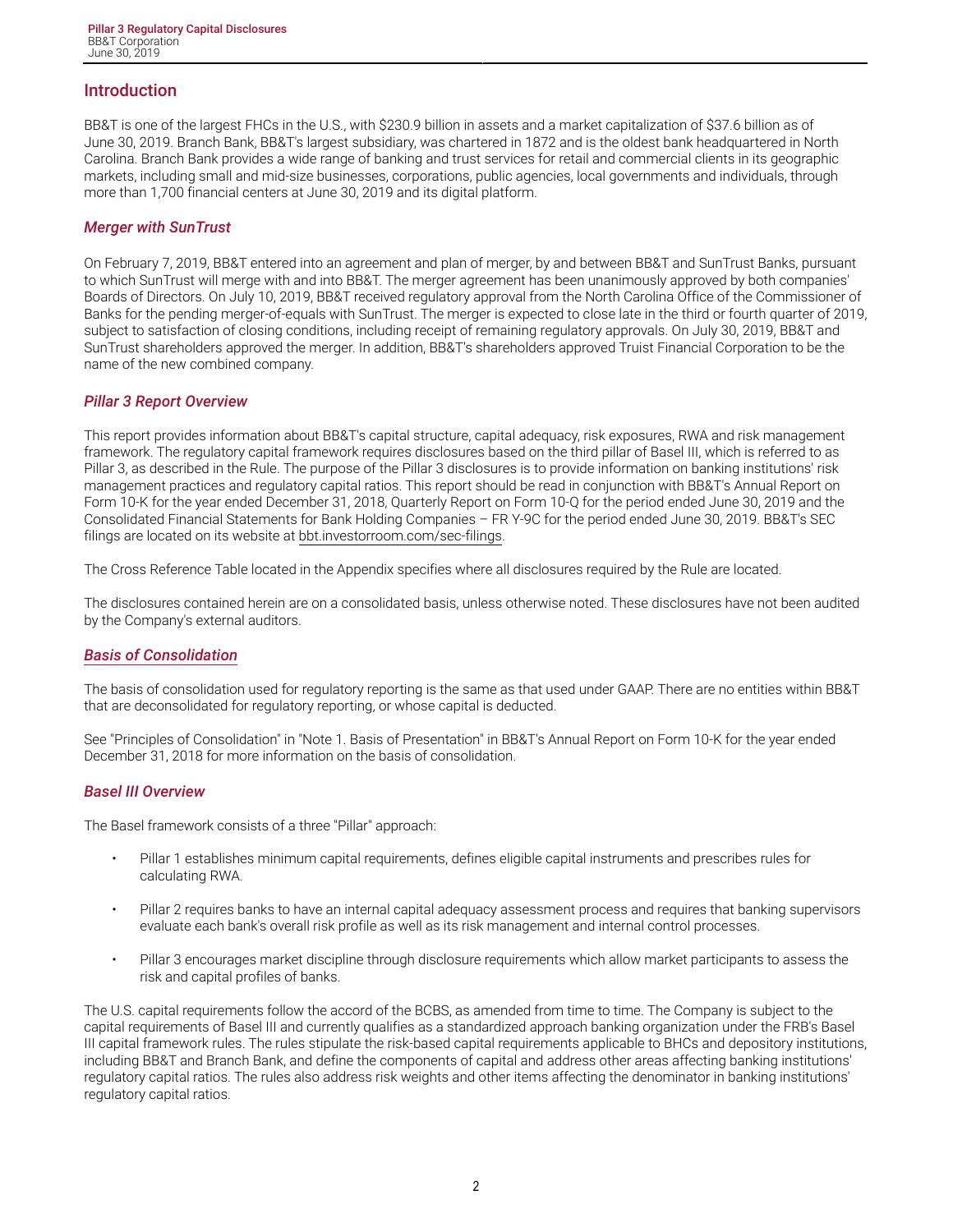## Introduction

BB&T is one of the largest FHCs in the U.S., with $230.9 billion in assets and a market capitalization of $37.6 billion as of June 30, 2019. Branch Bank, BB&T's largest subsidiary, was chartered in 1872 and is the oldest bank headquartered in North Carolina. Branch Bank provides a wide range of banking and trust services for retail and commercial clients in its geographic markets, including small and mid-size businesses, corporations, public agencies, local governments and individuals, through more than 1,700 financial centers at June 30, 2019 and its digital platform.

### *Merger with SunTrust*

On February 7, 2019, BB&T entered into an agreement and plan of merger, by and between BB&T and SunTrust Banks, pursuant to which SunTrust will merge with and into BB&T. The merger agreement has been unanimously approved by both companies' Boards of Directors. On July 10, 2019, BB&T received regulatory approval from the North Carolina Office of the Commissioner of Banks for the pending merger-of-equals with SunTrust. The merger is expected to close late in the third or fourth quarter of 2019, subject to satisfaction of closing conditions, including receipt of remaining regulatory approvals. On July 30, 2019, BB&T and SunTrust shareholders approved the merger. In addition, BB&T's shareholders approved Truist Financial Corporation to be the name of the new combined company.

### *Pillar 3 Report Overview*

This report provides information about BB&T's capital structure, capital adequacy, risk exposures, RWA and risk management framework. The regulatory capital framework requires disclosures based on the third pillar of Basel III, which is referred to as Pillar 3, as described in the Rule. The purpose of the Pillar 3 disclosures is to provide information on banking institutions' risk management practices and regulatory capital ratios. This report should be read in conjunction with BB&T's Annual Report on Form 10-K for the year ended December 31, 2018, Quarterly Report on Form 10-Q for the period ended June 30, 2019 and the Consolidated Financial Statements for Bank Holding Companies – FR Y-9C for the period ended June 30, 2019. BB&T's SEC filings are located on its website at bbt.investorroom.com/sec-filings.

The Cross Reference Table located in the Appendix specifies where all disclosures required by the Rule are located.

The disclosures contained herein are on a consolidated basis, unless otherwise noted. These disclosures have not been audited by the Company's external auditors.

### *Basis of Consolidation*

The basis of consolidation used for regulatory reporting is the same as that used under GAAP. There are no entities within BB&T that are deconsolidated for regulatory reporting, or whose capital is deducted.

See "Principles of Consolidation" in "Note 1. Basis of Presentation" in BB&T's Annual Report on Form 10-K for the year ended December 31, 2018 for more information on the basis of consolidation.

### *Basel III Overview*

The Basel framework consists of a three "Pillar" approach:

- Pillar 1 establishes minimum capital requirements, defines eligible capital instruments and prescribes rules for calculating RWA.
- Pillar 2 requires banks to have an internal capital adequacy assessment process and requires that banking supervisors evaluate each bank's overall risk profile as well as its risk management and internal control processes.
- Pillar 3 encourages market discipline through disclosure requirements which allow market participants to assess the risk and capital profiles of banks.

The U.S. capital requirements follow the accord of the BCBS, as amended from time to time. The Company is subject to the capital requirements of Basel III and currently qualifies as a standardized approach banking organization under the FRB's Basel III capital framework rules. The rules stipulate the risk-based capital requirements applicable to BHCs and depository institutions, including BB&T and Branch Bank, and define the components of capital and address other areas affecting banking institutions' regulatory capital ratios. The rules also address risk weights and other items affecting the denominator in banking institutions' regulatory capital ratios.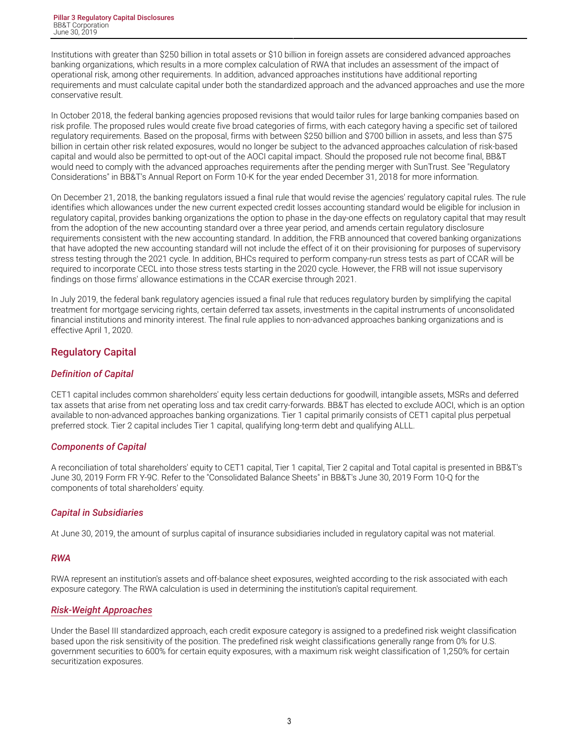Institutions with greater than $250 billion in total assets or $10 billion in foreign assets are considered advanced approaches banking organizations, which results in a more complex calculation of RWA that includes an assessment of the impact of operational risk, among other requirements. In addition, advanced approaches institutions have additional reporting requirements and must calculate capital under both the standardized approach and the advanced approaches and use the more conservative result.

In October 2018, the federal banking agencies proposed revisions that would tailor rules for large banking companies based on risk profile. The proposed rules would create five broad categories of firms, with each category having a specific set of tailored regulatory requirements. Based on the proposal, firms with between $250 billion and $700 billion in assets, and less than $75 billion in certain other risk related exposures, would no longer be subject to the advanced approaches calculation of risk-based capital and would also be permitted to opt-out of the AOCI capital impact. Should the proposed rule not become final, BB&T would need to comply with the advanced approaches requirements after the pending merger with SunTrust. See "Regulatory Considerations" in BB&T's Annual Report on Form 10-K for the year ended December 31, 2018 for more information.

On December 21, 2018, the banking regulators issued a final rule that would revise the agencies' regulatory capital rules. The rule identifies which allowances under the new current expected credit losses accounting standard would be eligible for inclusion in regulatory capital, provides banking organizations the option to phase in the day-one effects on regulatory capital that may result from the adoption of the new accounting standard over a three year period, and amends certain regulatory disclosure requirements consistent with the new accounting standard. In addition, the FRB announced that covered banking organizations that have adopted the new accounting standard will not include the effect of it on their provisioning for purposes of supervisory stress testing through the 2021 cycle. In addition, BHCs required to perform company-run stress tests as part of CCAR will be required to incorporate CECL into those stress tests starting in the 2020 cycle. However, the FRB will not issue supervisory findings on those firms' allowance estimations in the CCAR exercise through 2021.

In July 2019, the federal bank regulatory agencies issued a final rule that reduces regulatory burden by simplifying the capital treatment for mortgage servicing rights, certain deferred tax assets, investments in the capital instruments of unconsolidated financial institutions and minority interest. The final rule applies to non-advanced approaches banking organizations and is effective April 1, 2020.

## Regulatory Capital

### *Definition of Capital*

CET1 capital includes common shareholders' equity less certain deductions for goodwill, intangible assets, MSRs and deferred tax assets that arise from net operating loss and tax credit carry-forwards. BB&T has elected to exclude AOCI, which is an option available to non-advanced approaches banking organizations. Tier 1 capital primarily consists of CET1 capital plus perpetual preferred stock. Tier 2 capital includes Tier 1 capital, qualifying long-term debt and qualifying ALLL.

### *Components of Capital*

A reconciliation of total shareholders' equity to CET1 capital, Tier 1 capital, Tier 2 capital and Total capital is presented in BB&T's June 30, 2019 Form FR Y-9C. Refer to the "Consolidated Balance Sheets" in BB&T's June 30, 2019 Form 10-Q for the components of total shareholders' equity.

### *Capital in Subsidiaries*

At June 30, 2019, the amount of surplus capital of insurance subsidiaries included in regulatory capital was not material.

### *RWA*

RWA represent an institution's assets and off-balance sheet exposures, weighted according to the risk associated with each exposure category. The RWA calculation is used in determining the institution's capital requirement.

### *Risk-Weight Approaches*

Under the Basel III standardized approach, each credit exposure category is assigned to a predefined risk weight classification based upon the risk sensitivity of the position. The predefined risk weight classifications generally range from 0% for U.S. government securities to 600% for certain equity exposures, with a maximum risk weight classification of 1,250% for certain securitization exposures.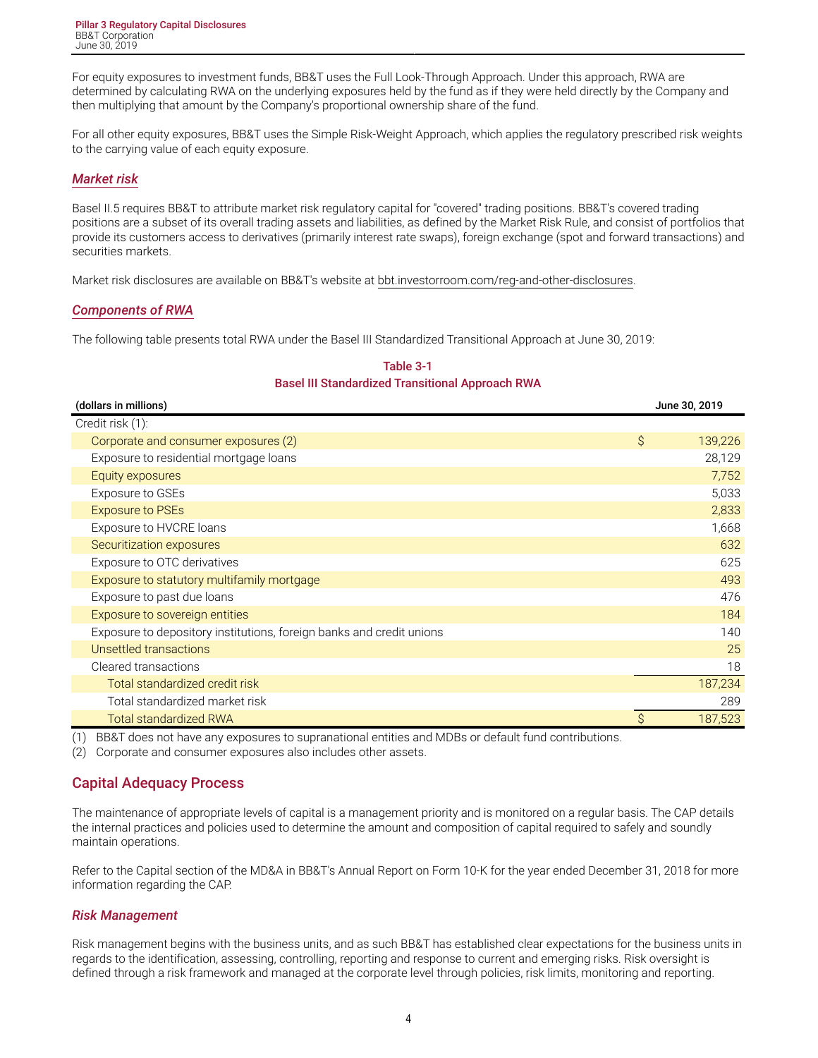For equity exposures to investment funds, BB&T uses the Full Look-Through Approach. Under this approach, RWA are determined by calculating RWA on the underlying exposures held by the fund as if they were held directly by the Company and then multiplying that amount by the Company's proportional ownership share of the fund.

For all other equity exposures, BB&T uses the Simple Risk-Weight Approach, which applies the regulatory prescribed risk weights to the carrying value of each equity exposure.

### *Market risk*

Basel II.5 requires BB&T to attribute market risk regulatory capital for "covered" trading positions. BB&T's covered trading positions are a subset of its overall trading assets and liabilities, as defined by the Market Risk Rule, and consist of portfolios that provide its customers access to derivatives (primarily interest rate swaps), foreign exchange (spot and forward transactions) and securities markets.

Market risk disclosures are available on BB&T's website at bbt.investorroom.com/reg-and-other-disclosures.

### *Components of RWA*

The following table presents total RWA under the Basel III Standardized Transitional Approach at June 30, 2019:

**Table 3-1**
**Basel III Standardized Transitional Approach RWA**

| (dollars in millions) | June 30, 2019 |
|---|---|
| Credit risk (1): | |
| Corporate and consumer exposures (2) | $ 139,226 |
| Exposure to residential mortgage loans | 28,129 |
| Equity exposures | 7,752 |
| Exposure to GSEs | 5,033 |
| Exposure to PSEs | 2,833 |
| Exposure to HVCRE loans | 1,668 |
| Securitization exposures | 632 |
| Exposure to OTC derivatives | 625 |
| Exposure to statutory multifamily mortgage | 493 |
| Exposure to past due loans | 476 |
| Exposure to sovereign entities | 184 |
| Exposure to depository institutions, foreign banks and credit unions | 140 |
| Unsettled transactions | 25 |
| Cleared transactions | 18 |
| Total standardized credit risk | 187,234 |
| Total standardized market risk | 289 |
| Total standardized RWA | $ 187,523 |

(1) BB&T does not have any exposures to supranational entities and MDBs or default fund contributions.

(2) Corporate and consumer exposures also includes other assets.

## Capital Adequacy Process

The maintenance of appropriate levels of capital is a management priority and is monitored on a regular basis. The CAP details the internal practices and policies used to determine the amount and composition of capital required to safely and soundly maintain operations.

Refer to the Capital section of the MD&A in BB&T's Annual Report on Form 10-K for the year ended December 31, 2018 for more information regarding the CAP.

### *Risk Management*

Risk management begins with the business units, and as such BB&T has established clear expectations for the business units in regards to the identification, assessing, controlling, reporting and response to current and emerging risks. Risk oversight is defined through a risk framework and managed at the corporate level through policies, risk limits, monitoring and reporting.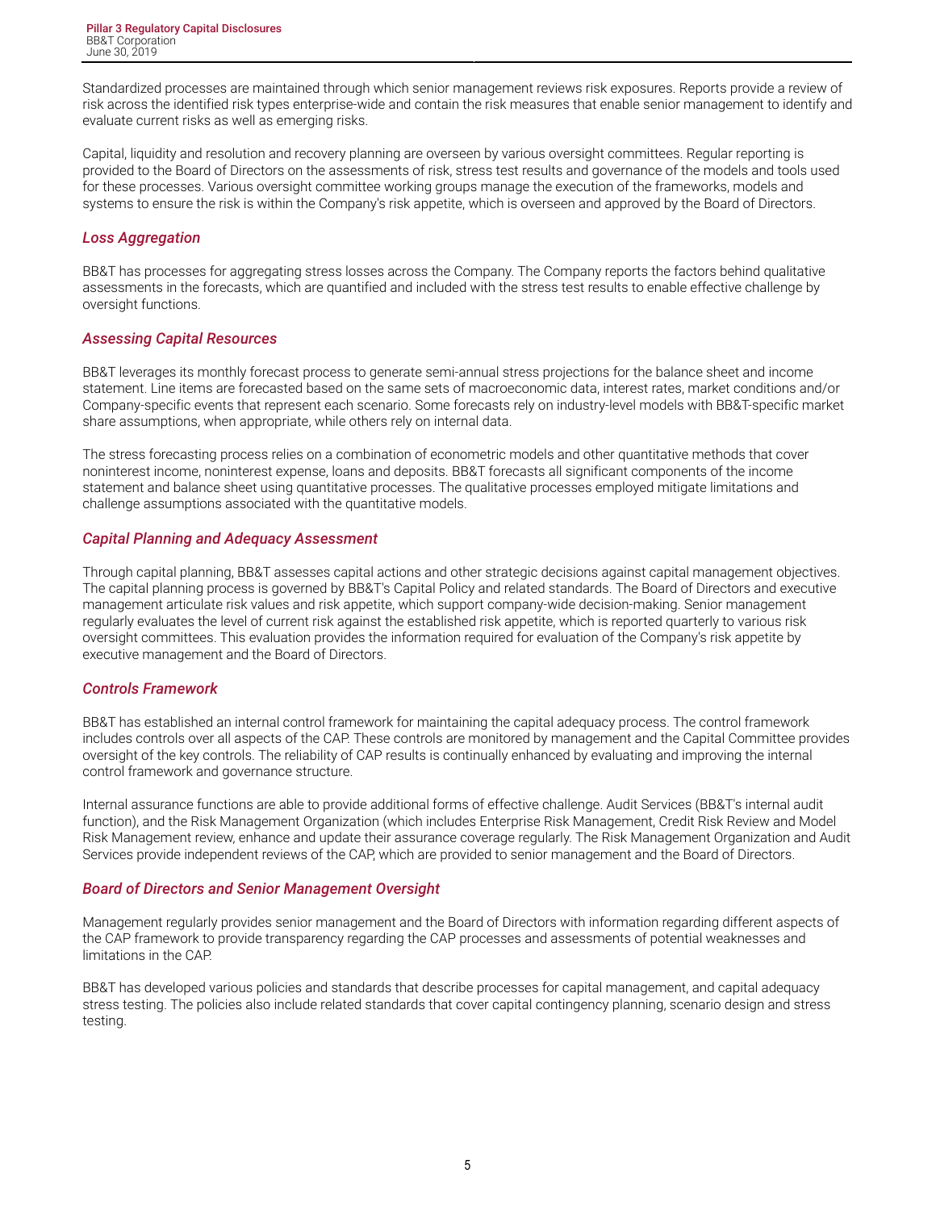Standardized processes are maintained through which senior management reviews risk exposures. Reports provide a review of risk across the identified risk types enterprise-wide and contain the risk measures that enable senior management to identify and evaluate current risks as well as emerging risks.

Capital, liquidity and resolution and recovery planning are overseen by various oversight committees. Regular reporting is provided to the Board of Directors on the assessments of risk, stress test results and governance of the models and tools used for these processes. Various oversight committee working groups manage the execution of the frameworks, models and systems to ensure the risk is within the Company's risk appetite, which is overseen and approved by the Board of Directors.

### *Loss Aggregation*

BB&T has processes for aggregating stress losses across the Company. The Company reports the factors behind qualitative assessments in the forecasts, which are quantified and included with the stress test results to enable effective challenge by oversight functions.

### *Assessing Capital Resources*

BB&T leverages its monthly forecast process to generate semi-annual stress projections for the balance sheet and income statement. Line items are forecasted based on the same sets of macroeconomic data, interest rates, market conditions and/or Company-specific events that represent each scenario. Some forecasts rely on industry-level models with BB&T-specific market share assumptions, when appropriate, while others rely on internal data.

The stress forecasting process relies on a combination of econometric models and other quantitative methods that cover noninterest income, noninterest expense, loans and deposits. BB&T forecasts all significant components of the income statement and balance sheet using quantitative processes. The qualitative processes employed mitigate limitations and challenge assumptions associated with the quantitative models.

### *Capital Planning and Adequacy Assessment*

Through capital planning, BB&T assesses capital actions and other strategic decisions against capital management objectives. The capital planning process is governed by BB&T's Capital Policy and related standards. The Board of Directors and executive management articulate risk values and risk appetite, which support company-wide decision-making. Senior management regularly evaluates the level of current risk against the established risk appetite, which is reported quarterly to various risk oversight committees. This evaluation provides the information required for evaluation of the Company's risk appetite by executive management and the Board of Directors.

### *Controls Framework*

BB&T has established an internal control framework for maintaining the capital adequacy process. The control framework includes controls over all aspects of the CAP. These controls are monitored by management and the Capital Committee provides oversight of the key controls. The reliability of CAP results is continually enhanced by evaluating and improving the internal control framework and governance structure.

Internal assurance functions are able to provide additional forms of effective challenge. Audit Services (BB&T's internal audit function), and the Risk Management Organization (which includes Enterprise Risk Management, Credit Risk Review and Model Risk Management review, enhance and update their assurance coverage regularly. The Risk Management Organization and Audit Services provide independent reviews of the CAP, which are provided to senior management and the Board of Directors.

### *Board of Directors and Senior Management Oversight*

Management regularly provides senior management and the Board of Directors with information regarding different aspects of the CAP framework to provide transparency regarding the CAP processes and assessments of potential weaknesses and limitations in the CAP.

BB&T has developed various policies and standards that describe processes for capital management, and capital adequacy stress testing. The policies also include related standards that cover capital contingency planning, scenario design and stress testing.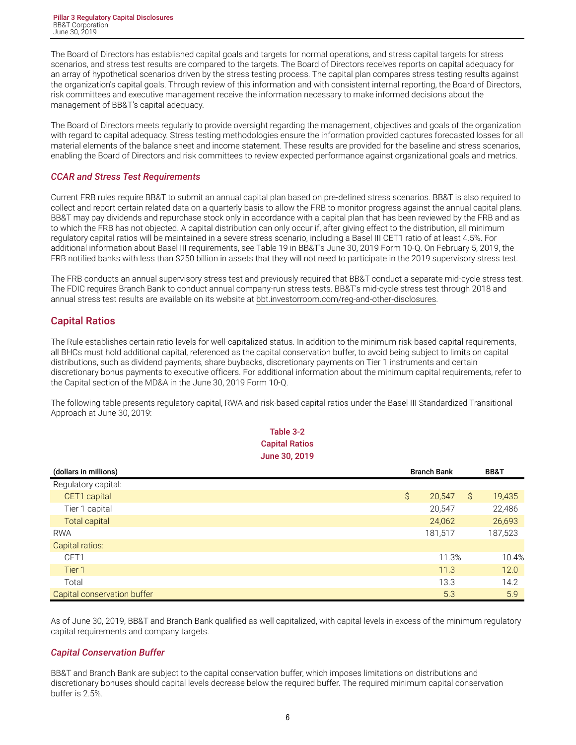The Board of Directors has established capital goals and targets for normal operations, and stress capital targets for stress scenarios, and stress test results are compared to the targets. The Board of Directors receives reports on capital adequacy for an array of hypothetical scenarios driven by the stress testing process. The capital plan compares stress testing results against the organization's capital goals. Through review of this information and with consistent internal reporting, the Board of Directors, risk committees and executive management receive the information necessary to make informed decisions about the management of BB&T's capital adequacy.

The Board of Directors meets regularly to provide oversight regarding the management, objectives and goals of the organization with regard to capital adequacy. Stress testing methodologies ensure the information provided captures forecasted losses for all material elements of the balance sheet and income statement. These results are provided for the baseline and stress scenarios, enabling the Board of Directors and risk committees to review expected performance against organizational goals and metrics.

### *CCAR and Stress Test Requirements*

Current FRB rules require BB&T to submit an annual capital plan based on pre-defined stress scenarios. BB&T is also required to collect and report certain related data on a quarterly basis to allow the FRB to monitor progress against the annual capital plans. BB&T may pay dividends and repurchase stock only in accordance with a capital plan that has been reviewed by the FRB and as to which the FRB has not objected. A capital distribution can only occur if, after giving effect to the distribution, all minimum regulatory capital ratios will be maintained in a severe stress scenario, including a Basel III CET1 ratio of at least 4.5%. For additional information about Basel III requirements, see Table 19 in BB&T's June 30, 2019 Form 10-Q. On February 5, 2019, the FRB notified banks with less than $250 billion in assets that they will not need to participate in the 2019 supervisory stress test.

The FRB conducts an annual supervisory stress test and previously required that BB&T conduct a separate mid-cycle stress test. The FDIC requires Branch Bank to conduct annual company-run stress tests. BB&T's mid-cycle stress test through 2018 and annual stress test results are available on its website at bbt.investorroom.com/reg-and-other-disclosures.

## Capital Ratios

The Rule establishes certain ratio levels for well-capitalized status. In addition to the minimum risk-based capital requirements, all BHCs must hold additional capital, referenced as the capital conservation buffer, to avoid being subject to limits on capital distributions, such as dividend payments, share buybacks, discretionary payments on Tier 1 instruments and certain discretionary bonus payments to executive officers. For additional information about the minimum capital requirements, refer to the Capital section of the MD&A in the June 30, 2019 Form 10-Q.

The following table presents regulatory capital, RWA and risk-based capital ratios under the Basel III Standardized Transitional Approach at June 30, 2019:

**Table 3-2**
**Capital Ratios**
**June 30, 2019**

| (dollars in millions) | Branch Bank | BB&T |
|---|---|---|
| Regulatory capital: | | |
| CET1 capital | $ 20,547 | $ 19,435 |
| Tier 1 capital | 20,547 | 22,486 |
| Total capital | 24,062 | 26,693 |
| RWA | 181,517 | 187,523 |
| Capital ratios: | | |
| CET1 | 11.3% | 10.4% |
| Tier 1 | 11.3 | 12.0 |
| Total | 13.3 | 14.2 |
| Capital conservation buffer | 5.3 | 5.9 |

As of June 30, 2019, BB&T and Branch Bank qualified as well capitalized, with capital levels in excess of the minimum regulatory capital requirements and company targets.

### *Capital Conservation Buffer*

BB&T and Branch Bank are subject to the capital conservation buffer, which imposes limitations on distributions and discretionary bonuses should capital levels decrease below the required buffer. The required minimum capital conservation buffer is 2.5%.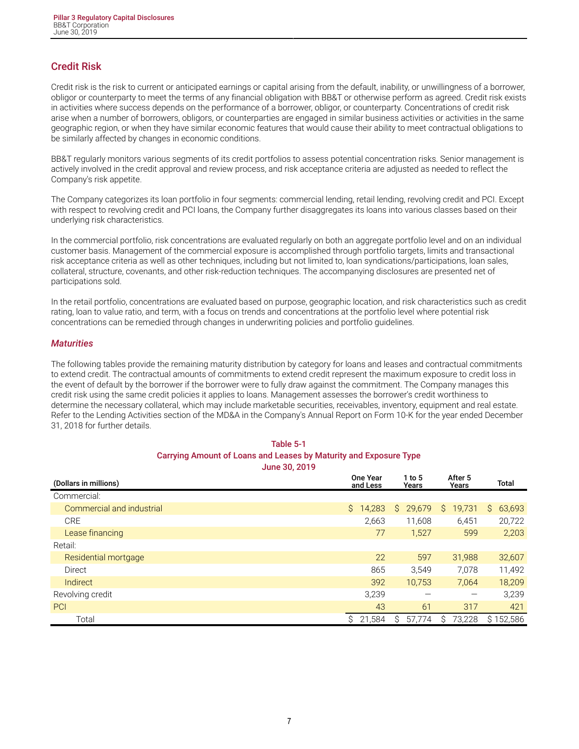## Credit Risk

Credit risk is the risk to current or anticipated earnings or capital arising from the default, inability, or unwillingness of a borrower, obligor or counterparty to meet the terms of any financial obligation with BB&T or otherwise perform as agreed. Credit risk exists in activities where success depends on the performance of a borrower, obligor, or counterparty. Concentrations of credit risk arise when a number of borrowers, obligors, or counterparties are engaged in similar business activities or activities in the same geographic region, or when they have similar economic features that would cause their ability to meet contractual obligations to be similarly affected by changes in economic conditions.

BB&T regularly monitors various segments of its credit portfolios to assess potential concentration risks. Senior management is actively involved in the credit approval and review process, and risk acceptance criteria are adjusted as needed to reflect the Company's risk appetite.

The Company categorizes its loan portfolio in four segments: commercial lending, retail lending, revolving credit and PCI. Except with respect to revolving credit and PCI loans, the Company further disaggregates its loans into various classes based on their underlying risk characteristics.

In the commercial portfolio, risk concentrations are evaluated regularly on both an aggregate portfolio level and on an individual customer basis. Management of the commercial exposure is accomplished through portfolio targets, limits and transactional risk acceptance criteria as well as other techniques, including but not limited to, loan syndications/participations, loan sales, collateral, structure, covenants, and other risk-reduction techniques. The accompanying disclosures are presented net of participations sold.

In the retail portfolio, concentrations are evaluated based on purpose, geographic location, and risk characteristics such as credit rating, loan to value ratio, and term, with a focus on trends and concentrations at the portfolio level where potential risk concentrations can be remedied through changes in underwriting policies and portfolio guidelines.

### *Maturities*

The following tables provide the remaining maturity distribution by category for loans and leases and contractual commitments to extend credit. The contractual amounts of commitments to extend credit represent the maximum exposure to credit loss in the event of default by the borrower if the borrower were to fully draw against the commitment. The Company manages this credit risk using the same credit policies it applies to loans. Management assesses the borrower's credit worthiness to determine the necessary collateral, which may include marketable securities, receivables, inventory, equipment and real estate. Refer to the Lending Activities section of the MD&A in the Company's Annual Report on Form 10-K for the year ended December 31, 2018 for further details.

**Table 5-1**
**Carrying Amount of Loans and Leases by Maturity and Exposure Type**
**June 30, 2019**

| (Dollars in millions) | One Year and Less | 1 to 5 Years | After 5 Years | Total |
|---|---|---|---|---|
| Commercial: | | | | |
| Commercial and industrial | $ 14,283 | $ 29,679 | $ 19,731 | $ 63,693 |
| CRE | 2,663 | 11,608 | 6,451 | 20,722 |
| Lease financing | 77 | 1,527 | 599 | 2,203 |
| Retail: | | | | |
| Residential mortgage | 22 | 597 | 31,988 | 32,607 |
| Direct | 865 | 3,549 | 7,078 | 11,492 |
| Indirect | 392 | 10,753 | 7,064 | 18,209 |
| Revolving credit | 3,239 | — | — | 3,239 |
| PCI | 43 | 61 | 317 | 421 |
| Total | $ 21,584 | $ 57,774 | $ 73,228 | $ 152,586 |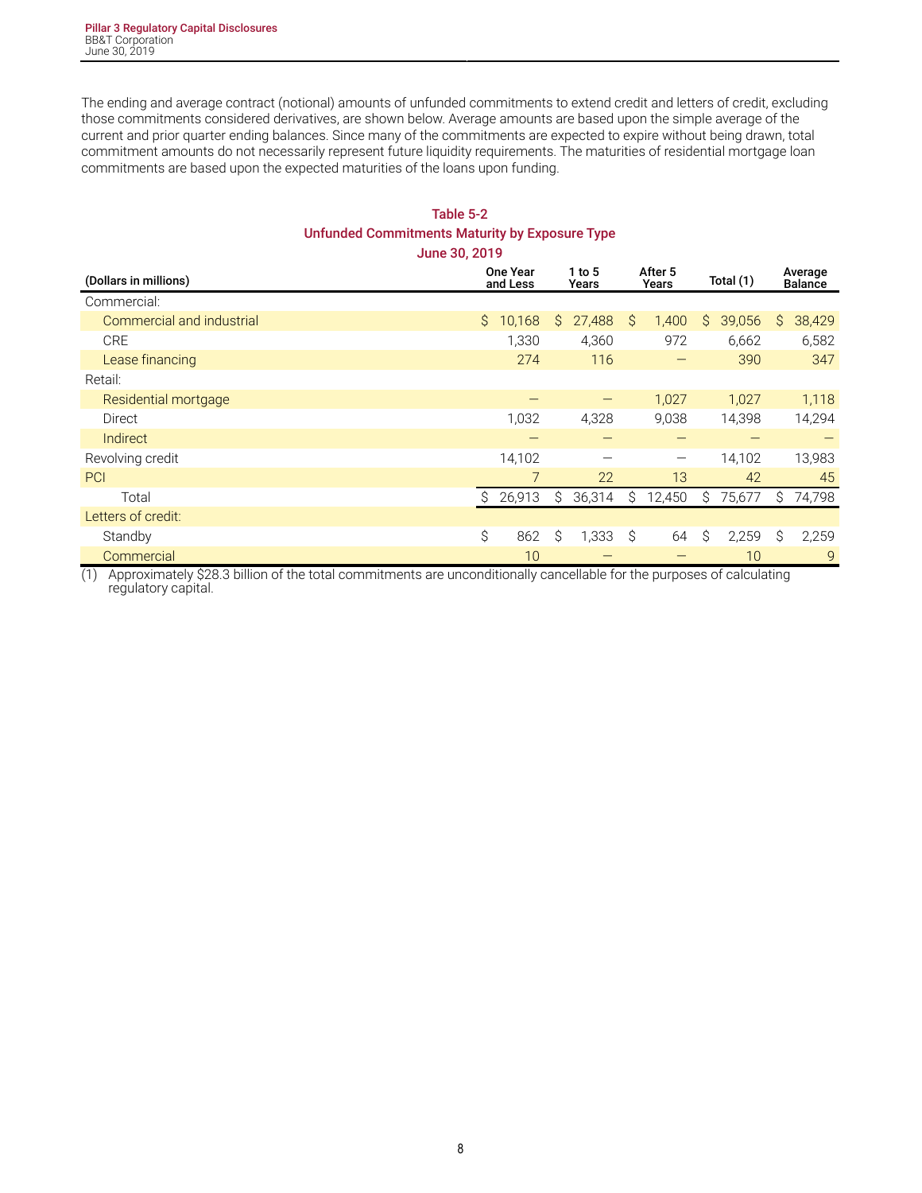The ending and average contract (notional) amounts of unfunded commitments to extend credit and letters of credit, excluding those commitments considered derivatives, are shown below. Average amounts are based upon the simple average of the current and prior quarter ending balances. Since many of the commitments are expected to expire without being drawn, total commitment amounts do not necessarily represent future liquidity requirements. The maturities of residential mortgage loan commitments are based upon the expected maturities of the loans upon funding.

**Table 5-2**
**Unfunded Commitments Maturity by Exposure Type**
**June 30, 2019**

| (Dollars in millions) | One Year and Less | 1 to 5 Years | After 5 Years | Total (1) | Average Balance |
|---|---|---|---|---|---|
| Commercial: | | | | | |
| Commercial and industrial | $ 10,168 | $ 27,488 | $ 1,400 | $ 39,056 | $ 38,429 |
| CRE | 1,330 | 4,360 | 972 | 6,662 | 6,582 |
| Lease financing | 274 | 116 | — | 390 | 347 |
| Retail: | | | | | |
| Residential mortgage | — | — | 1,027 | 1,027 | 1,118 |
| Direct | 1,032 | 4,328 | 9,038 | 14,398 | 14,294 |
| Indirect | — | — | — | — | — |
| Revolving credit | 14,102 | — | — | 14,102 | 13,983 |
| PCI | 7 | 22 | 13 | 42 | 45 |
| Total | $ 26,913 | $ 36,314 | $ 12,450 | $ 75,677 | $ 74,798 |
| Letters of credit: | | | | | |
| Standby | $ 862 | $ 1,333 | $ 64 | $ 2,259 | $ 2,259 |
| Commercial | 10 | — | — | 10 | 9 |

(1) Approximately $28.3 billion of the total commitments are unconditionally cancellable for the purposes of calculating regulatory capital.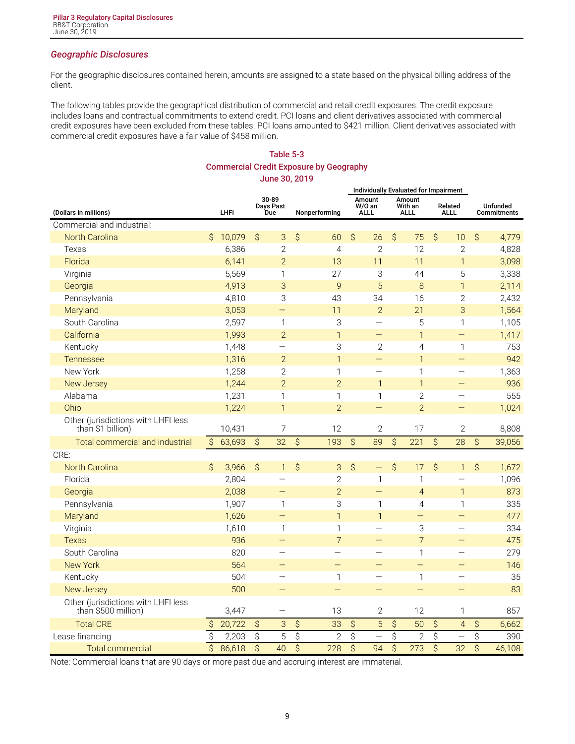## Geographic Disclosures

For the geographic disclosures contained herein, amounts are assigned to a state based on the physical billing address of the client.

The following tables provide the geographical distribution of commercial and retail credit exposures. The credit exposure includes loans and contractual commitments to extend credit. PCI loans and client derivatives associated with commercial credit exposures have been excluded from these tables. PCI loans amounted to $421 million. Client derivatives associated with commercial credit exposures have a fair value of $458 million.

**Table 5-3**
**Commercial Credit Exposure by Geography**
**June 30, 2019**

| | | | | Individually Evaluated for Impairment | | | |
|---|---|---|---|---|---|---|---|
| (Dollars in millions) | LHFI | 30-89 Days Past Due | Nonperforming | Amount W/O an ALLL | Amount With an ALLL | Related ALLL | Unfunded Commitments |
| Commercial and industrial: | | | | | | | |
| North Carolina | $ 10,079 | $ 3 | $ 60 | $ 26 | $ 75 | $ 10 | $ 4,779 |
| Texas | 6,386 | 2 | 4 | 2 | 12 | 2 | 4,828 |
| Florida | 6,141 | 2 | 13 | 11 | 11 | 1 | 3,098 |
| Virginia | 5,569 | 1 | 27 | 3 | 44 | 5 | 3,338 |
| Georgia | 4,913 | 3 | 9 | 5 | 8 | 1 | 2,114 |
| Pennsylvania | 4,810 | 3 | 43 | 34 | 16 | 2 | 2,432 |
| Maryland | 3,053 | — | 11 | 2 | 21 | 3 | 1,564 |
| South Carolina | 2,597 | 1 | 3 | — | 5 | 1 | 1,105 |
| California | 1,993 | 2 | 1 | — | 1 | — | 1,417 |
| Kentucky | 1,448 | — | 3 | 2 | 4 | 1 | 753 |
| Tennessee | 1,316 | 2 | 1 | — | 1 | — | 942 |
| New York | 1,258 | 2 | 1 | — | 1 | — | 1,363 |
| New Jersey | 1,244 | 2 | 2 | 1 | 1 | — | 936 |
| Alabama | 1,231 | 1 | 1 | 1 | 2 | — | 555 |
| Ohio | 1,224 | 1 | 2 | — | 2 | — | 1,024 |
| Other (jurisdictions with LHFI less than $1 billion) | 10,431 | 7 | 12 | 2 | 17 | 2 | 8,808 |
| Total commercial and industrial | $ 63,693 | $ 32 | $ 193 | $ 89 | $ 221 | $ 28 | $ 39,056 |
| CRE: | | | | | | | |
| North Carolina | $ 3,966 | $ 1 | $ 3 | $ — | $ 17 | $ 1 | $ 1,672 |
| Florida | 2,804 | — | 2 | 1 | 1 | — | 1,096 |
| Georgia | 2,038 | — | 2 | — | 4 | 1 | 873 |
| Pennsylvania | 1,907 | 1 | 3 | 1 | 4 | 1 | 335 |
| Maryland | 1,626 | — | 1 | 1 | — | — | 477 |
| Virginia | 1,610 | 1 | 1 | — | 3 | — | 334 |
| Texas | 936 | — | 7 | — | 7 | — | 475 |
| South Carolina | 820 | — | — | — | 1 | — | 279 |
| New York | 564 | — | — | — | — | — | 146 |
| Kentucky | 504 | — | 1 | — | 1 | — | 35 |
| New Jersey | 500 | — | — | — | — | — | 83 |
| Other (jurisdictions with LHFI less than $500 million) | 3,447 | — | 13 | 2 | 12 | 1 | 857 |
| Total CRE | $ 20,722 | $ 3 | $ 33 | $ 5 | $ 50 | $ 4 | $ 6,662 |
| Lease financing | $ 2,203 | $ 5 | $ 2 | $ — | $ 2 | $ — | $ 390 |
| Total commercial | $ 86,618 | $ 40 | $ 228 | $ 94 | $ 273 | $ 32 | $ 46,108 |

Note: Commercial loans that are 90 days or more past due and accruing interest are immaterial.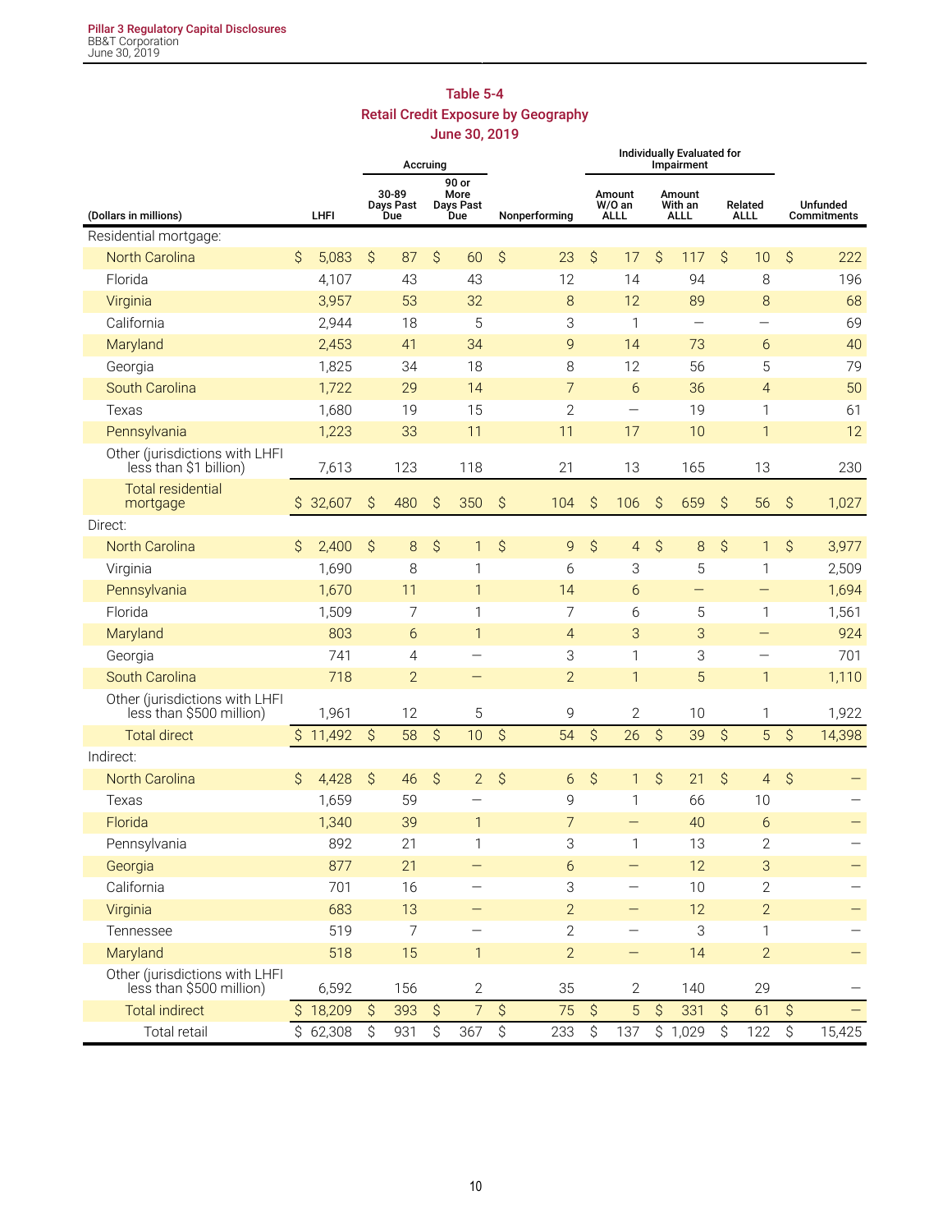## Table 5-4
## Retail Credit Exposure by Geography
## June 30, 2019

| (Dollars in millions) | LHFI | Accruing | | Nonperforming | Individually Evaluated for Impairment | | | Unfunded Commitments |
|---|---|---|---|---|---|---|---|---|
| | | 30-89 Days Past Due | 90 or More Days Past Due | | Amount W/O an ALLL | Amount With an ALLL | Related ALLL | |
| Residential mortgage: | | | | | | | | |
| North Carolina | $ 5,083 | $ 87 | $ 60 | $ 23 | $ 17 | $ 117 | $ 10 | $ 222 |
| Florida | 4,107 | 43 | 43 | 12 | 14 | 94 | 8 | 196 |
| Virginia | 3,957 | 53 | 32 | 8 | 12 | 89 | 8 | 68 |
| California | 2,944 | 18 | 5 | 3 | 1 | — | — | 69 |
| Maryland | 2,453 | 41 | 34 | 9 | 14 | 73 | 6 | 40 |
| Georgia | 1,825 | 34 | 18 | 8 | 12 | 56 | 5 | 79 |
| South Carolina | 1,722 | 29 | 14 | 7 | 6 | 36 | 4 | 50 |
| Texas | 1,680 | 19 | 15 | 2 | — | 19 | 1 | 61 |
| Pennsylvania | 1,223 | 33 | 11 | 11 | 17 | 10 | 1 | 12 |
| Other (jurisdictions with LHFI less than $1 billion) | 7,613 | 123 | 118 | 21 | 13 | 165 | 13 | 230 |
| Total residential mortgage | $ 32,607 | $ 480 | $ 350 | $ 104 | $ 106 | $ 659 | $ 56 | $ 1,027 |
| Direct: | | | | | | | | |
| North Carolina | $ 2,400 | $ 8 | $ 1 | $ 9 | $ 4 | $ 8 | $ 1 | $ 3,977 |
| Virginia | 1,690 | 8 | 1 | 6 | 3 | 5 | 1 | 2,509 |
| Pennsylvania | 1,670 | 11 | 1 | 14 | 6 | — | — | 1,694 |
| Florida | 1,509 | 7 | 1 | 7 | 6 | 5 | 1 | 1,561 |
| Maryland | 803 | 6 | 1 | 4 | 3 | 3 | — | 924 |
| Georgia | 741 | 4 | — | 3 | 1 | 3 | — | 701 |
| South Carolina | 718 | 2 | — | 2 | 1 | 5 | 1 | 1,110 |
| Other (jurisdictions with LHFI less than $500 million) | 1,961 | 12 | 5 | 9 | 2 | 10 | 1 | 1,922 |
| Total direct | $ 11,492 | $ 58 | $ 10 | $ 54 | $ 26 | $ 39 | $ 5 | $ 14,398 |
| Indirect: | | | | | | | | |
| North Carolina | $ 4,428 | $ 46 | $ 2 | $ 6 | $ 1 | $ 21 | $ 4 | $ — |
| Texas | 1,659 | 59 | — | 9 | 1 | 66 | 10 | — |
| Florida | 1,340 | 39 | 1 | 7 | — | 40 | 6 | — |
| Pennsylvania | 892 | 21 | 1 | 3 | 1 | 13 | 2 | — |
| Georgia | 877 | 21 | — | 6 | — | 12 | 3 | — |
| California | 701 | 16 | — | 3 | — | 10 | 2 | — |
| Virginia | 683 | 13 | — | 2 | — | 12 | 2 | — |
| Tennessee | 519 | 7 | — | 2 | — | 3 | 1 | — |
| Maryland | 518 | 15 | 1 | 2 | — | 14 | 2 | — |
| Other (jurisdictions with LHFI less than $500 million) | 6,592 | 156 | 2 | 35 | 2 | 140 | 29 | — |
| Total indirect | $ 18,209 | $ 393 | $ 7 | $ 75 | $ 5 | $ 331 | $ 61 | $ — |
| Total retail | $ 62,308 | $ 931 | $ 367 | $ 233 | $ 137 | $ 1,029 | $ 122 | $ 15,425 |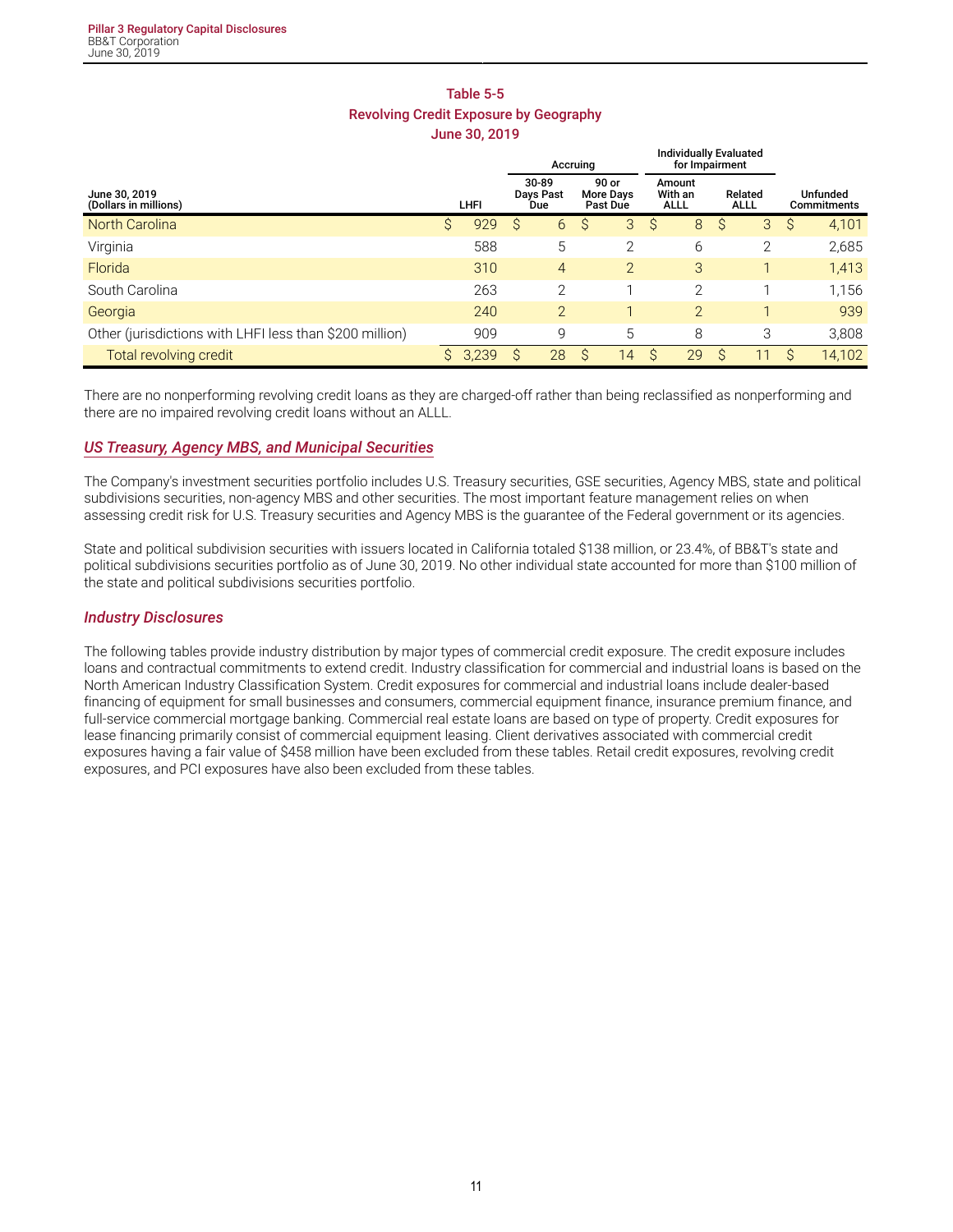**Table 5-5**
**Revolving Credit Exposure by Geography**
**June 30, 2019**

| June 30, 2019 (Dollars in millions) | LHFI | Accruing | | Individually Evaluated for Impairment | | Unfunded Commitments |
|---|---|---|---|---|---|---|
| | | 30-89 Days Past Due | 90 or More Days Past Due | Amount With an ALLL | Related ALLL | |
| North Carolina | $ 929 | $ 6 | $ 3 | $ 8 | $ 3 | $ 4,101 |
| Virginia | 588 | 5 | 2 | 6 | 2 | 2,685 |
| Florida | 310 | 4 | 2 | 3 | 1 | 1,413 |
| South Carolina | 263 | 2 | 1 | 2 | 1 | 1,156 |
| Georgia | 240 | 2 | 1 | 2 | 1 | 939 |
| Other (jurisdictions with LHFI less than $200 million) | 909 | 9 | 5 | 8 | 3 | 3,808 |
| Total revolving credit | $ 3,239 | $ 28 | $ 14 | $ 29 | $ 11 | $ 14,102 |

There are no nonperforming revolving credit loans as they are charged-off rather than being reclassified as nonperforming and there are no impaired revolving credit loans without an ALLL.

### *US Treasury, Agency MBS, and Municipal Securities*

The Company's investment securities portfolio includes U.S. Treasury securities, GSE securities, Agency MBS, state and political subdivisions securities, non-agency MBS and other securities. The most important feature management relies on when assessing credit risk for U.S. Treasury securities and Agency MBS is the guarantee of the Federal government or its agencies.

State and political subdivision securities with issuers located in California totaled $138 million, or 23.4%, of BB&T's state and political subdivisions securities portfolio as of June 30, 2019. No other individual state accounted for more than $100 million of the state and political subdivisions securities portfolio.

### *Industry Disclosures*

The following tables provide industry distribution by major types of commercial credit exposure. The credit exposure includes loans and contractual commitments to extend credit. Industry classification for commercial and industrial loans is based on the North American Industry Classification System. Credit exposures for commercial and industrial loans include dealer-based financing of equipment for small businesses and consumers, commercial equipment finance, insurance premium finance, and full-service commercial mortgage banking. Commercial real estate loans are based on type of property. Credit exposures for lease financing primarily consist of commercial equipment leasing. Client derivatives associated with commercial credit exposures having a fair value of $458 million have been excluded from these tables. Retail credit exposures, revolving credit exposures, and PCI exposures have also been excluded from these tables.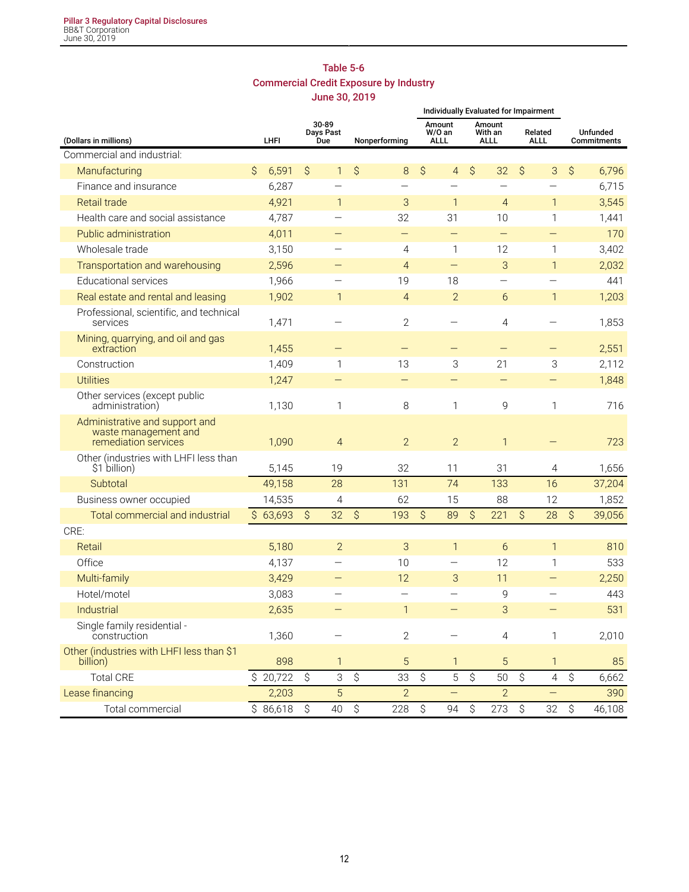### Table 5-6
### Commercial Credit Exposure by Industry
### June 30, 2019

| (Dollars in millions) | LHFI | 30-89 Days Past Due | Nonperforming | Individually Evaluated for Impairment: Amount W/O an ALLL | Individually Evaluated for Impairment: Amount With an ALLL | Individually Evaluated for Impairment: Related ALLL | Unfunded Commitments |
|---|---|---|---|---|---|---|---|
| Commercial and industrial: | | | | | | | |
| Manufacturing | $ 6,591 | $ 1 | $ 8 | $ 4 | $ 32 | $ 3 | $ 6,796 |
| Finance and insurance | 6,287 | — | — | — | — | — | 6,715 |
| Retail trade | 4,921 | 1 | 3 | 1 | 4 | 1 | 3,545 |
| Health care and social assistance | 4,787 | — | 32 | 31 | 10 | 1 | 1,441 |
| Public administration | 4,011 | — | — | — | — | — | 170 |
| Wholesale trade | 3,150 | — | 4 | 1 | 12 | 1 | 3,402 |
| Transportation and warehousing | 2,596 | — | 4 | — | 3 | 1 | 2,032 |
| Educational services | 1,966 | — | 19 | 18 | — | — | 441 |
| Real estate and rental and leasing | 1,902 | 1 | 4 | 2 | 6 | 1 | 1,203 |
| Professional, scientific, and technical services | 1,471 | — | 2 | — | 4 | — | 1,853 |
| Mining, quarrying, and oil and gas extraction | 1,455 | — | — | — | — | — | 2,551 |
| Construction | 1,409 | 1 | 13 | 3 | 21 | 3 | 2,112 |
| Utilities | 1,247 | — | — | — | — | — | 1,848 |
| Other services (except public administration) | 1,130 | 1 | 8 | 1 | 9 | 1 | 716 |
| Administrative and support and waste management and remediation services | 1,090 | 4 | 2 | 2 | 1 | — | 723 |
| Other (industries with LHFI less than $1 billion) | 5,145 | 19 | 32 | 11 | 31 | 4 | 1,656 |
| Subtotal | 49,158 | 28 | 131 | 74 | 133 | 16 | 37,204 |
| Business owner occupied | 14,535 | 4 | 62 | 15 | 88 | 12 | 1,852 |
| Total commercial and industrial | $ 63,693 | $ 32 | $ 193 | $ 89 | $ 221 | $ 28 | $ 39,056 |
| CRE: | | | | | | | |
| Retail | 5,180 | 2 | 3 | 1 | 6 | 1 | 810 |
| Office | 4,137 | — | 10 | — | 12 | 1 | 533 |
| Multi-family | 3,429 | — | 12 | 3 | 11 | — | 2,250 |
| Hotel/motel | 3,083 | — | — | — | 9 | — | 443 |
| Industrial | 2,635 | — | 1 | — | 3 | — | 531 |
| Single family residential - construction | 1,360 | — | 2 | — | 4 | 1 | 2,010 |
| Other (industries with LHFI less than $1 billion) | 898 | 1 | 5 | 1 | 5 | 1 | 85 |
| Total CRE | $ 20,722 | $ 3 | $ 33 | $ 5 | $ 50 | $ 4 | $ 6,662 |
| Lease financing | 2,203 | 5 | 2 | — | 2 | — | 390 |
| Total commercial | $ 86,618 | $ 40 | $ 228 | $ 94 | $ 273 | $ 32 | $ 46,108 |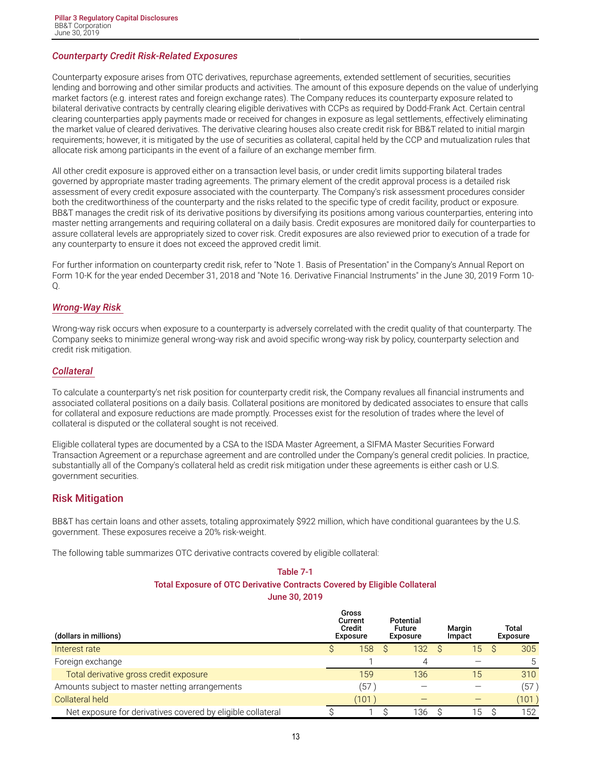### *Counterparty Credit Risk-Related Exposures*

Counterparty exposure arises from OTC derivatives, repurchase agreements, extended settlement of securities, securities lending and borrowing and other similar products and activities. The amount of this exposure depends on the value of underlying market factors (e.g. interest rates and foreign exchange rates). The Company reduces its counterparty exposure related to bilateral derivative contracts by centrally clearing eligible derivatives with CCPs as required by Dodd-Frank Act. Certain central clearing counterparties apply payments made or received for changes in exposure as legal settlements, effectively eliminating the market value of cleared derivatives. The derivative clearing houses also create credit risk for BB&T related to initial margin requirements; however, it is mitigated by the use of securities as collateral, capital held by the CCP and mutualization rules that allocate risk among participants in the event of a failure of an exchange member firm.

All other credit exposure is approved either on a transaction level basis, or under credit limits supporting bilateral trades governed by appropriate master trading agreements. The primary element of the credit approval process is a detailed risk assessment of every credit exposure associated with the counterparty. The Company's risk assessment procedures consider both the creditworthiness of the counterparty and the risks related to the specific type of credit facility, product or exposure. BB&T manages the credit risk of its derivative positions by diversifying its positions among various counterparties, entering into master netting arrangements and requiring collateral on a daily basis. Credit exposures are monitored daily for counterparties to assure collateral levels are appropriately sized to cover risk. Credit exposures are also reviewed prior to execution of a trade for any counterparty to ensure it does not exceed the approved credit limit.

For further information on counterparty credit risk, refer to "Note 1. Basis of Presentation" in the Company's Annual Report on Form 10-K for the year ended December 31, 2018 and "Note 16. Derivative Financial Instruments" in the June 30, 2019 Form 10-Q.

### *Wrong-Way Risk*

Wrong-way risk occurs when exposure to a counterparty is adversely correlated with the credit quality of that counterparty. The Company seeks to minimize general wrong-way risk and avoid specific wrong-way risk by policy, counterparty selection and credit risk mitigation.

### *Collateral*

To calculate a counterparty's net risk position for counterparty credit risk, the Company revalues all financial instruments and associated collateral positions on a daily basis. Collateral positions are monitored by dedicated associates to ensure that calls for collateral and exposure reductions are made promptly. Processes exist for the resolution of trades where the level of collateral is disputed or the collateral sought is not received.

Eligible collateral types are documented by a CSA to the ISDA Master Agreement, a SIFMA Master Securities Forward Transaction Agreement or a repurchase agreement and are controlled under the Company's general credit policies. In practice, substantially all of the Company's collateral held as credit risk mitigation under these agreements is either cash or U.S. government securities.

## Risk Mitigation

BB&T has certain loans and other assets, totaling approximately $922 million, which have conditional guarantees by the U.S. government. These exposures receive a 20% risk-weight.

The following table summarizes OTC derivative contracts covered by eligible collateral:

**Table 7-1**
**Total Exposure of OTC Derivative Contracts Covered by Eligible Collateral**
**June 30, 2019**

| (dollars in millions) | Gross Current Credit Exposure | Potential Future Exposure | Margin Impact | Total Exposure |
|---|---|---|---|---|
| Interest rate | $ 158 | $ 132 | $ 15 | $ 305 |
| Foreign exchange | 1 | 4 | — | 5 |
| Total derivative gross credit exposure | 159 | 136 | 15 | 310 |
| Amounts subject to master netting arrangements | (57) | — | — | (57) |
| Collateral held | (101) | — | — | (101) |
| Net exposure for derivatives covered by eligible collateral | $ 1 | $ 136 | $ 15 | $ 152 |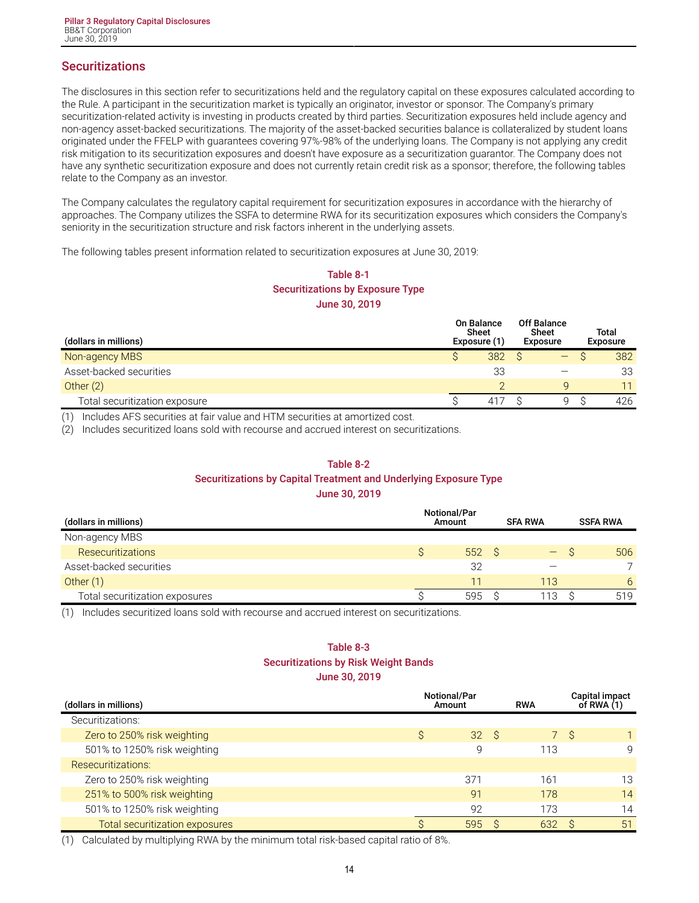## Securitizations

The disclosures in this section refer to securitizations held and the regulatory capital on these exposures calculated according to the Rule. A participant in the securitization market is typically an originator, investor or sponsor. The Company's primary securitization-related activity is investing in products created by third parties. Securitization exposures held include agency and non-agency asset-backed securitizations. The majority of the asset-backed securities balance is collateralized by student loans originated under the FFELP with guarantees covering 97%-98% of the underlying loans. The Company is not applying any credit risk mitigation to its securitization exposures and doesn't have exposure as a securitization guarantor. The Company does not have any synthetic securitization exposure and does not currently retain credit risk as a sponsor; therefore, the following tables relate to the Company as an investor.

The Company calculates the regulatory capital requirement for securitization exposures in accordance with the hierarchy of approaches. The Company utilizes the SSFA to determine RWA for its securitization exposures which considers the Company's seniority in the securitization structure and risk factors inherent in the underlying assets.

The following tables present information related to securitization exposures at June 30, 2019:

**Table 8-1**
**Securitizations by Exposure Type**
**June 30, 2019**

| (dollars in millions) | On Balance Sheet Exposure (1) | Off Balance Sheet Exposure | Total Exposure |
|---|---|---|---|
| Non-agency MBS | $ 382 | $ — | $ 382 |
| Asset-backed securities | 33 | — | 33 |
| Other (2) | 2 | 9 | 11 |
| Total securitization exposure | $ 417 | $ 9 | $ 426 |

(1) Includes AFS securities at fair value and HTM securities at amortized cost.
(2) Includes securitized loans sold with recourse and accrued interest on securitizations.

**Table 8-2**
**Securitizations by Capital Treatment and Underlying Exposure Type**
**June 30, 2019**

| (dollars in millions) | Notional/Par Amount | SFA RWA | SSFA RWA |
|---|---|---|---|
| Non-agency MBS | | | |
| Resecuritizations | $ 552 | $ — | $ 506 |
| Asset-backed securities | 32 | — | 7 |
| Other (1) | 11 | 113 | 6 |
| Total securitization exposures | $ 595 | $ 113 | $ 519 |

(1) Includes securitized loans sold with recourse and accrued interest on securitizations.

**Table 8-3**
**Securitizations by Risk Weight Bands**
**June 30, 2019**

| (dollars in millions) | Notional/Par Amount | RWA | Capital impact of RWA (1) |
|---|---|---|---|
| Securitizations: | | | |
| Zero to 250% risk weighting | $ 32 | $ 7 | $ 1 |
| 501% to 1250% risk weighting | 9 | 113 | 9 |
| Resecuritizations: | | | |
| Zero to 250% risk weighting | 371 | 161 | 13 |
| 251% to 500% risk weighting | 91 | 178 | 14 |
| 501% to 1250% risk weighting | 92 | 173 | 14 |
| Total securitization exposures | $ 595 | $ 632 | $ 51 |

(1) Calculated by multiplying RWA by the minimum total risk-based capital ratio of 8%.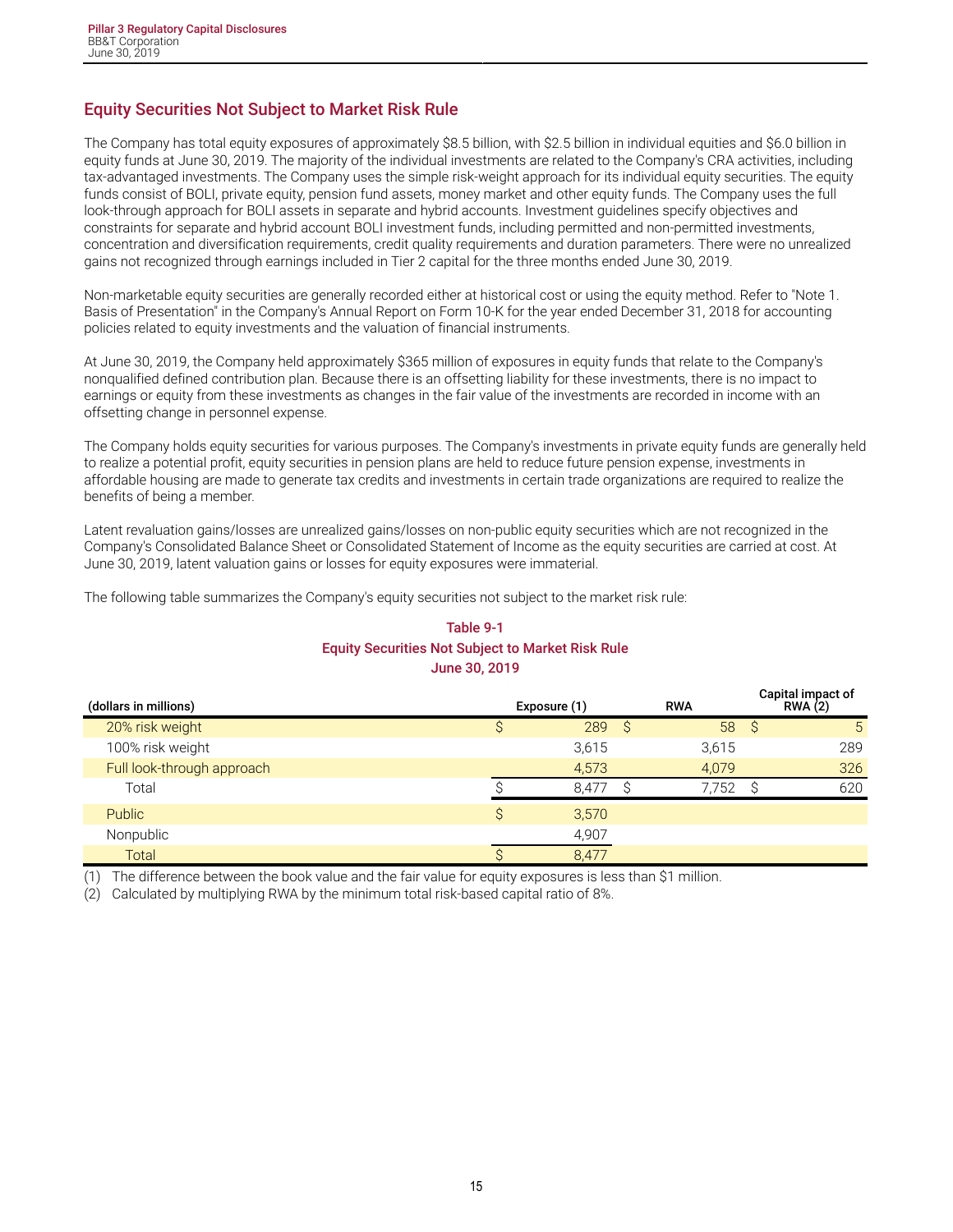## Equity Securities Not Subject to Market Risk Rule

The Company has total equity exposures of approximately $8.5 billion, with $2.5 billion in individual equities and $6.0 billion in equity funds at June 30, 2019. The majority of the individual investments are related to the Company's CRA activities, including tax-advantaged investments. The Company uses the simple risk-weight approach for its individual equity securities. The equity funds consist of BOLI, private equity, pension fund assets, money market and other equity funds. The Company uses the full look-through approach for BOLI assets in separate and hybrid accounts. Investment guidelines specify objectives and constraints for separate and hybrid account BOLI investment funds, including permitted and non-permitted investments, concentration and diversification requirements, credit quality requirements and duration parameters. There were no unrealized gains not recognized through earnings included in Tier 2 capital for the three months ended June 30, 2019.

Non-marketable equity securities are generally recorded either at historical cost or using the equity method. Refer to "Note 1. Basis of Presentation" in the Company's Annual Report on Form 10-K for the year ended December 31, 2018 for accounting policies related to equity investments and the valuation of financial instruments.

At June 30, 2019, the Company held approximately $365 million of exposures in equity funds that relate to the Company's nonqualified defined contribution plan. Because there is an offsetting liability for these investments, there is no impact to earnings or equity from these investments as changes in the fair value of the investments are recorded in income with an offsetting change in personnel expense.

The Company holds equity securities for various purposes. The Company's investments in private equity funds are generally held to realize a potential profit, equity securities in pension plans are held to reduce future pension expense, investments in affordable housing are made to generate tax credits and investments in certain trade organizations are required to realize the benefits of being a member.

Latent revaluation gains/losses are unrealized gains/losses on non-public equity securities which are not recognized in the Company's Consolidated Balance Sheet or Consolidated Statement of Income as the equity securities are carried at cost. At June 30, 2019, latent valuation gains or losses for equity exposures were immaterial.

The following table summarizes the Company's equity securities not subject to the market risk rule:

**Table 9-1**
**Equity Securities Not Subject to Market Risk Rule**
**June 30, 2019**

| (dollars in millions) | Exposure (1) | RWA | Capital impact of RWA (2) |
|---|---|---|---|
| 20% risk weight | $ 289 | $ 58 | $ 5 |
| 100% risk weight | 3,615 | 3,615 | 289 |
| Full look-through approach | 4,573 | 4,079 | 326 |
| Total | $ 8,477 | $ 7,752 | $ 620 |
| Public | $ 3,570 | | |
| Nonpublic | 4,907 | | |
| Total | $ 8,477 | | |

(1) The difference between the book value and the fair value for equity exposures is less than $1 million.

(2) Calculated by multiplying RWA by the minimum total risk-based capital ratio of 8%.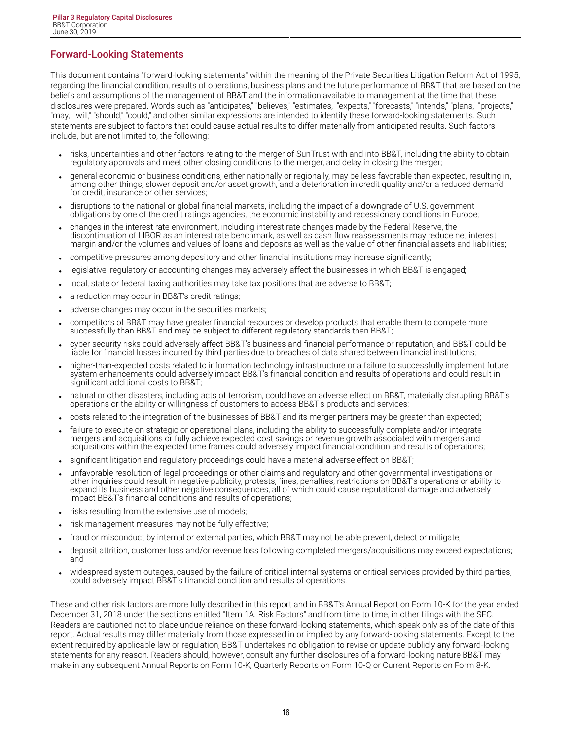## Forward-Looking Statements

This document contains "forward-looking statements" within the meaning of the Private Securities Litigation Reform Act of 1995, regarding the financial condition, results of operations, business plans and the future performance of BB&T that are based on the beliefs and assumptions of the management of BB&T and the information available to management at the time that these disclosures were prepared. Words such as "anticipates," "believes," "estimates," "expects," "forecasts," "intends," "plans," "projects," "may," "will," "should," "could," and other similar expressions are intended to identify these forward-looking statements. Such statements are subject to factors that could cause actual results to differ materially from anticipated results. Such factors include, but are not limited to, the following:

- risks, uncertainties and other factors relating to the merger of SunTrust with and into BB&T, including the ability to obtain regulatory approvals and meet other closing conditions to the merger, and delay in closing the merger;
- general economic or business conditions, either nationally or regionally, may be less favorable than expected, resulting in, among other things, slower deposit and/or asset growth, and a deterioration in credit quality and/or a reduced demand for credit, insurance or other services;
- disruptions to the national or global financial markets, including the impact of a downgrade of U.S. government obligations by one of the credit ratings agencies, the economic instability and recessionary conditions in Europe;
- changes in the interest rate environment, including interest rate changes made by the Federal Reserve, the discontinuation of LIBOR as an interest rate benchmark, as well as cash flow reassessments may reduce net interest margin and/or the volumes and values of loans and deposits as well as the value of other financial assets and liabilities;
- competitive pressures among depository and other financial institutions may increase significantly;
- legislative, regulatory or accounting changes may adversely affect the businesses in which BB&T is engaged;
- local, state or federal taxing authorities may take tax positions that are adverse to BB&T;
- a reduction may occur in BB&T's credit ratings;
- adverse changes may occur in the securities markets;
- competitors of BB&T may have greater financial resources or develop products that enable them to compete more successfully than BB&T and may be subject to different regulatory standards than BB&T;
- cyber security risks could adversely affect BB&T's business and financial performance or reputation, and BB&T could be liable for financial losses incurred by third parties due to breaches of data shared between financial institutions;
- higher-than-expected costs related to information technology infrastructure or a failure to successfully implement future system enhancements could adversely impact BB&T's financial condition and results of operations and could result in significant additional costs to BB&T;
- natural or other disasters, including acts of terrorism, could have an adverse effect on BB&T, materially disrupting BB&T's operations or the ability or willingness of customers to access BB&T's products and services;
- costs related to the integration of the businesses of BB&T and its merger partners may be greater than expected;
- failure to execute on strategic or operational plans, including the ability to successfully complete and/or integrate mergers and acquisitions or fully achieve expected cost savings or revenue growth associated with mergers and acquisitions within the expected time frames could adversely impact financial condition and results of operations;
- significant litigation and regulatory proceedings could have a material adverse effect on BB&T;
- unfavorable resolution of legal proceedings or other claims and regulatory and other governmental investigations or other inquiries could result in negative publicity, protests, fines, penalties, restrictions on BB&T's operations or ability to expand its business and other negative consequences, all of which could cause reputational damage and adversely impact BB&T's financial conditions and results of operations;
- risks resulting from the extensive use of models;
- risk management measures may not be fully effective;
- fraud or misconduct by internal or external parties, which BB&T may not be able prevent, detect or mitigate;
- deposit attrition, customer loss and/or revenue loss following completed mergers/acquisitions may exceed expectations; and
- widespread system outages, caused by the failure of critical internal systems or critical services provided by third parties, could adversely impact BB&T's financial condition and results of operations.

These and other risk factors are more fully described in this report and in BB&T's Annual Report on Form 10-K for the year ended December 31, 2018 under the sections entitled "Item 1A. Risk Factors" and from time to time, in other filings with the SEC. Readers are cautioned not to place undue reliance on these forward-looking statements, which speak only as of the date of this report. Actual results may differ materially from those expressed in or implied by any forward-looking statements. Except to the extent required by applicable law or regulation, BB&T undertakes no obligation to revise or update publicly any forward-looking statements for any reason. Readers should, however, consult any further disclosures of a forward-looking nature BB&T may make in any subsequent Annual Reports on Form 10-K, Quarterly Reports on Form 10-Q or Current Reports on Form 8-K.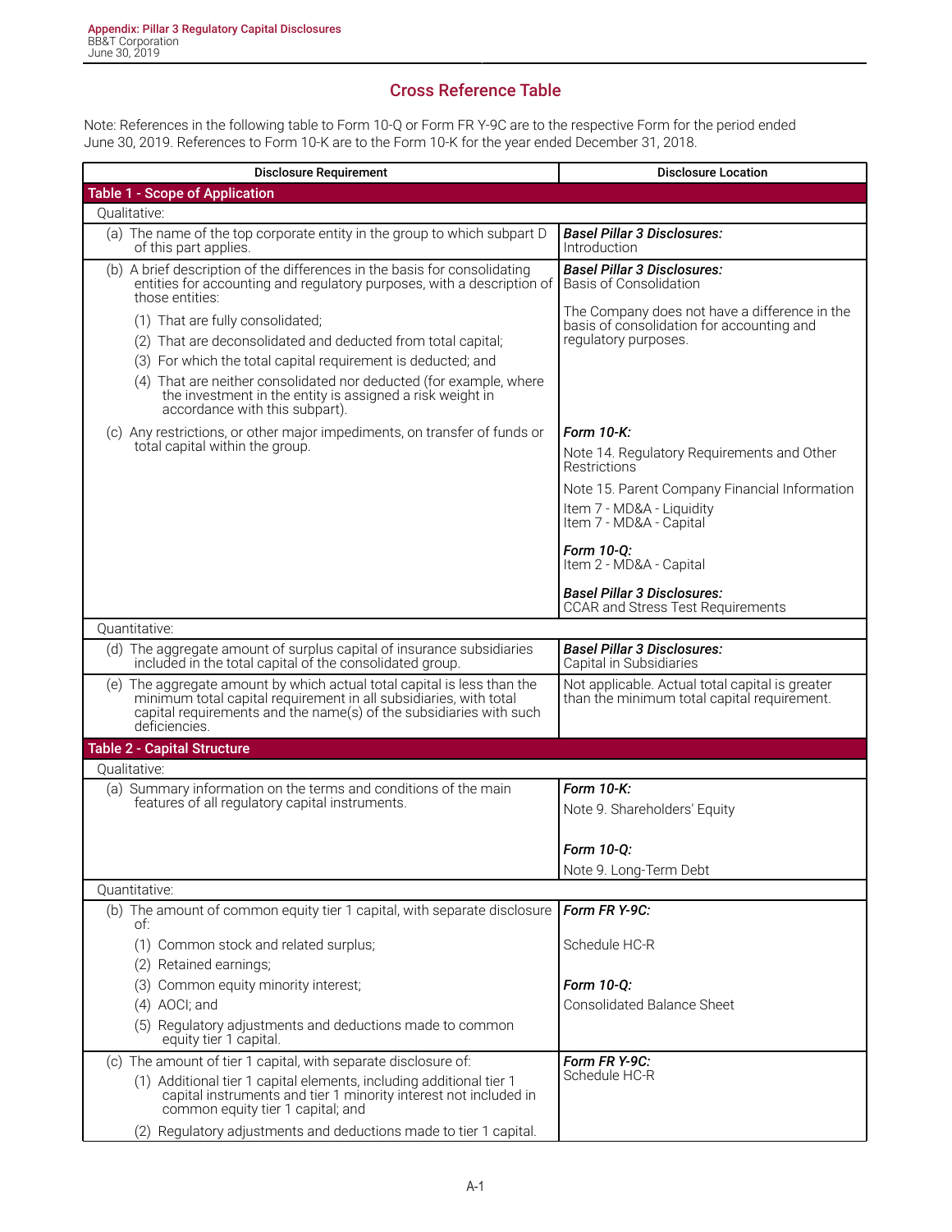## Cross Reference Table

Note: References in the following table to Form 10-Q or Form FR Y-9C are to the respective Form for the period ended June 30, 2019. References to Form 10-K are to the Form 10-K for the year ended December 31, 2018.

| Disclosure Requirement | Disclosure Location |
|---|---|
| **Table 1 - Scope of Application** | |
| Qualitative: | |
| (a) The name of the top corporate entity in the group to which subpart D of this part applies. | ***Basel Pillar 3 Disclosures:*** Introduction |
| (b) A brief description of the differences in the basis for consolidating entities for accounting and regulatory purposes, with a description of those entities:<br>(1) That are fully consolidated;<br>(2) That are deconsolidated and deducted from total capital;<br>(3) For which the total capital requirement is deducted; and<br>(4) That are neither consolidated nor deducted (for example, where the investment in the entity is assigned a risk weight in accordance with this subpart). | ***Basel Pillar 3 Disclosures:*** Basis of Consolidation<br>The Company does not have a difference in the basis of consolidation for accounting and regulatory purposes. |
| (c) Any restrictions, or other major impediments, on transfer of funds or total capital within the group. | ***Form 10-K:***<br>Note 14. Regulatory Requirements and Other Restrictions<br>Note 15. Parent Company Financial Information<br>Item 7 - MD&A - Liquidity<br>Item 7 - MD&A - Capital<br>***Form 10-Q:***<br>Item 2 - MD&A - Capital<br>***Basel Pillar 3 Disclosures:***<br>CCAR and Stress Test Requirements |
| Quantitative: | |
| (d) The aggregate amount of surplus capital of insurance subsidiaries included in the total capital of the consolidated group. | ***Basel Pillar 3 Disclosures:*** Capital in Subsidiaries |
| (e) The aggregate amount by which actual total capital is less than the minimum total capital requirement in all subsidiaries, with total capital requirements and the name(s) of the subsidiaries with such deficiencies. | Not applicable. Actual total capital is greater than the minimum total capital requirement. |
| **Table 2 - Capital Structure** | |
| Qualitative: | |
| (a) Summary information on the terms and conditions of the main features of all regulatory capital instruments. | ***Form 10-K:***<br>Note 9. Shareholders' Equity<br>***Form 10-Q:***<br>Note 9. Long-Term Debt |
| Quantitative: | |
| (b) The amount of common equity tier 1 capital, with separate disclosure of:<br>(1) Common stock and related surplus;<br>(2) Retained earnings;<br>(3) Common equity minority interest;<br>(4) AOCI; and<br>(5) Regulatory adjustments and deductions made to common equity tier 1 capital. | ***Form FR Y-9C:***<br>Schedule HC-R<br>***Form 10-Q:***<br>Consolidated Balance Sheet |
| (c) The amount of tier 1 capital, with separate disclosure of:<br>(1) Additional tier 1 capital elements, including additional tier 1 capital instruments and tier 1 minority interest not included in common equity tier 1 capital; and<br>(2) Regulatory adjustments and deductions made to tier 1 capital. | ***Form FR Y-9C:***<br>Schedule HC-R |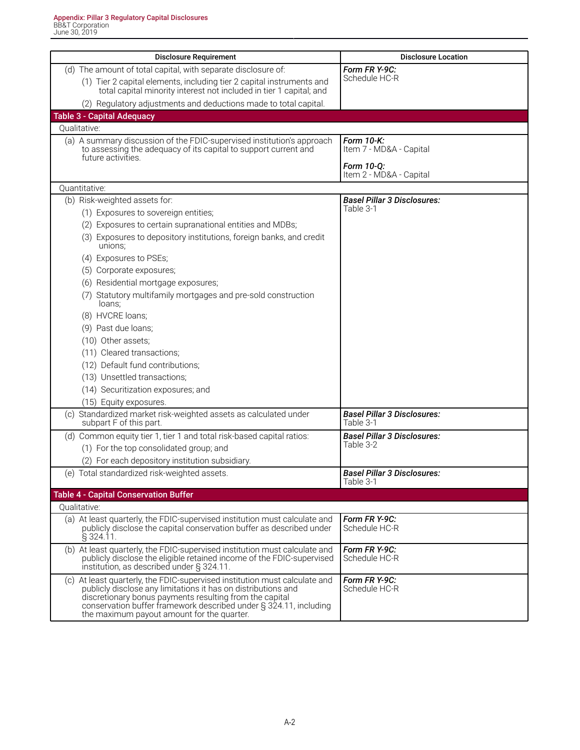| Disclosure Requirement | Disclosure Location |
|---|---|
| (d) The amount of total capital, with separate disclosure of:<br>(1) Tier 2 capital elements, including tier 2 capital instruments and total capital minority interest not included in tier 1 capital; and<br>(2) Regulatory adjustments and deductions made to total capital. | ***Form FR Y-9C:***<br>Schedule HC-R |
| **Table 3 - Capital Adequacy** | |
| Qualitative: | |
| (a) A summary discussion of the FDIC-supervised institution's approach to assessing the adequacy of its capital to support current and future activities. | ***Form 10-K:***<br>Item 7 - MD&A - Capital<br>***Form 10-Q:***<br>Item 2 - MD&A - Capital |
| Quantitative: | |
| (b) Risk-weighted assets for:<br>(1) Exposures to sovereign entities;<br>(2) Exposures to certain supranational entities and MDBs;<br>(3) Exposures to depository institutions, foreign banks, and credit unions;<br>(4) Exposures to PSEs;<br>(5) Corporate exposures;<br>(6) Residential mortgage exposures;<br>(7) Statutory multifamily mortgages and pre-sold construction loans;<br>(8) HVCRE loans;<br>(9) Past due loans;<br>(10) Other assets;<br>(11) Cleared transactions;<br>(12) Default fund contributions;<br>(13) Unsettled transactions;<br>(14) Securitization exposures; and<br>(15) Equity exposures. | ***Basel Pillar 3 Disclosures:***<br>Table 3-1 |
| (c) Standardized market risk-weighted assets as calculated under subpart F of this part. | ***Basel Pillar 3 Disclosures:***<br>Table 3-1 |
| (d) Common equity tier 1, tier 1 and total risk-based capital ratios:<br>(1) For the top consolidated group; and<br>(2) For each depository institution subsidiary. | ***Basel Pillar 3 Disclosures:***<br>Table 3-2 |
| (e) Total standardized risk-weighted assets. | ***Basel Pillar 3 Disclosures:***<br>Table 3-1 |
| **Table 4 - Capital Conservation Buffer** | |
| Qualitative: | |
| (a) At least quarterly, the FDIC-supervised institution must calculate and publicly disclose the capital conservation buffer as described under § 324.11. | ***Form FR Y-9C:***<br>Schedule HC-R |
| (b) At least quarterly, the FDIC-supervised institution must calculate and publicly disclose the eligible retained income of the FDIC-supervised institution, as described under § 324.11. | ***Form FR Y-9C:***<br>Schedule HC-R |
| (c) At least quarterly, the FDIC-supervised institution must calculate and publicly disclose any limitations it has on distributions and discretionary bonus payments resulting from the capital conservation buffer framework described under § 324.11, including the maximum payout amount for the quarter. | ***Form FR Y-9C:***<br>Schedule HC-R |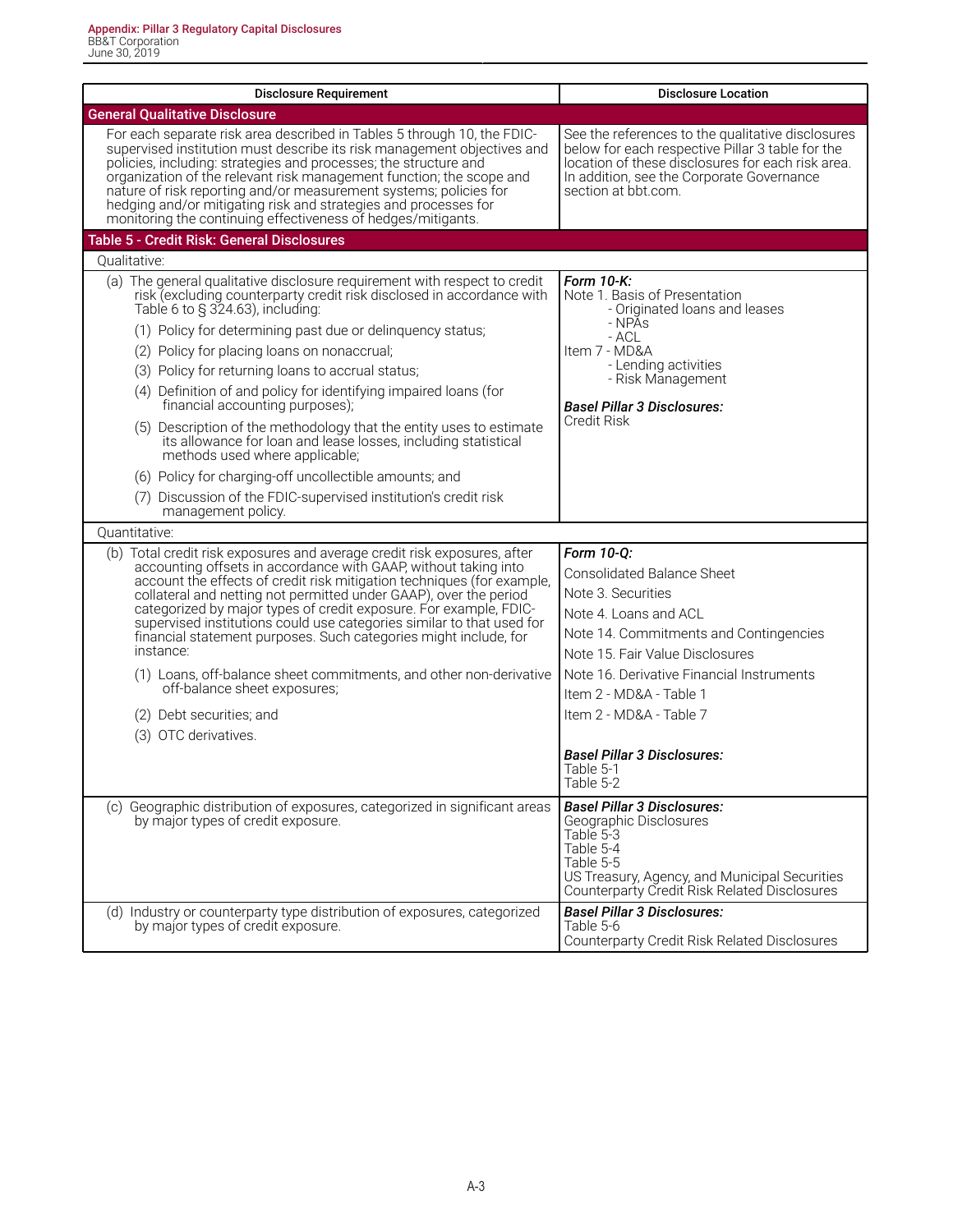| Disclosure Requirement | Disclosure Location |
|---|---|
| **General Qualitative Disclosure** | |
| For each separate risk area described in Tables 5 through 10, the FDIC-supervised institution must describe its risk management objectives and policies, including: strategies and processes; the structure and organization of the relevant risk management function; the scope and nature of risk reporting and/or measurement systems; policies for hedging and/or mitigating risk and strategies and processes for monitoring the continuing effectiveness of hedges/mitigants. | See the references to the qualitative disclosures below for each respective Pillar 3 table for the location of these disclosures for each risk area. In addition, see the Corporate Governance section at bbt.com. |
| **Table 5 - Credit Risk: General Disclosures** | |
| Qualitative: | |
| (a) The general qualitative disclosure requirement with respect to credit risk (excluding counterparty credit risk disclosed in accordance with Table 6 to § 324.63), including:<br>(1) Policy for determining past due or delinquency status;<br>(2) Policy for placing loans on nonaccrual;<br>(3) Policy for returning loans to accrual status;<br>(4) Definition of and policy for identifying impaired loans (for financial accounting purposes);<br>(5) Description of the methodology that the entity uses to estimate its allowance for loan and lease losses, including statistical methods used where applicable;<br>(6) Policy for charging-off uncollectible amounts; and<br>(7) Discussion of the FDIC-supervised institution's credit risk management policy. | ***Form 10-K:***<br>Note 1. Basis of Presentation<br>- Originated loans and leases<br>- NPAs<br>- ACL<br>Item 7 - MD&A<br>- Lending activities<br>- Risk Management<br><br>***Basel Pillar 3 Disclosures:***<br>Credit Risk |
| Quantitative: | |
| (b) Total credit risk exposures and average credit risk exposures, after accounting offsets in accordance with GAAP, without taking into account the effects of credit risk mitigation techniques (for example, collateral and netting not permitted under GAAP), over the period categorized by major types of credit exposure. For example, FDIC-supervised institutions could use categories similar to that used for financial statement purposes. Such categories might include, for instance:<br>(1) Loans, off-balance sheet commitments, and other non-derivative off-balance sheet exposures;<br>(2) Debt securities; and<br>(3) OTC derivatives. | ***Form 10-Q:***<br>Consolidated Balance Sheet<br>Note 3. Securities<br>Note 4. Loans and ACL<br>Note 14. Commitments and Contingencies<br>Note 15. Fair Value Disclosures<br>Note 16. Derivative Financial Instruments<br>Item 2 - MD&A - Table 1<br>Item 2 - MD&A - Table 7<br><br>***Basel Pillar 3 Disclosures:***<br>Table 5-1<br>Table 5-2 |
| (c) Geographic distribution of exposures, categorized in significant areas by major types of credit exposure. | ***Basel Pillar 3 Disclosures:***<br>Geographic Disclosures<br>Table 5-3<br>Table 5-4<br>Table 5-5<br>US Treasury, Agency, and Municipal Securities<br>Counterparty Credit Risk Related Disclosures |
| (d) Industry or counterparty type distribution of exposures, categorized by major types of credit exposure. | ***Basel Pillar 3 Disclosures:***<br>Table 5-6<br>Counterparty Credit Risk Related Disclosures |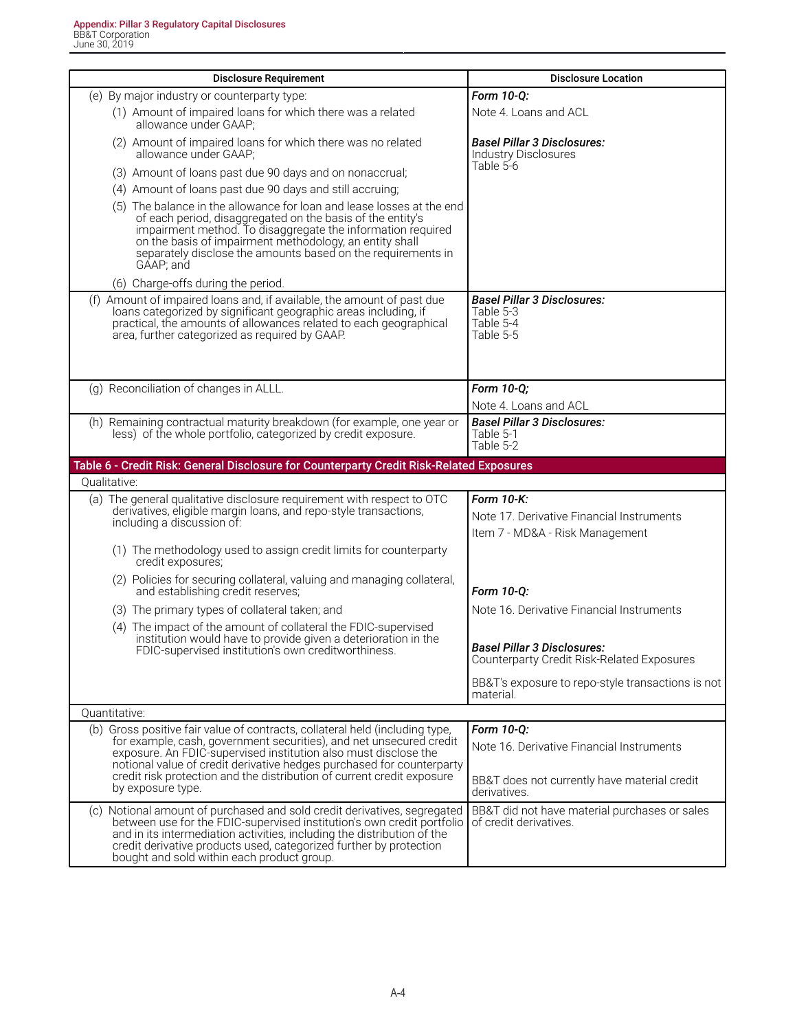| Disclosure Requirement | Disclosure Location |
|---|---|
| (e) By major industry or counterparty type:<br>(1) Amount of impaired loans for which there was a related allowance under GAAP;<br>(2) Amount of impaired loans for which there was no related allowance under GAAP;<br>(3) Amount of loans past due 90 days and on nonaccrual;<br>(4) Amount of loans past due 90 days and still accruing;<br>(5) The balance in the allowance for loan and lease losses at the end of each period, disaggregated on the basis of the entity's impairment method. To disaggregate the information required on the basis of impairment methodology, an entity shall separately disclose the amounts based on the requirements in GAAP; and<br>(6) Charge-offs during the period. | ***Form 10-Q:***<br>Note 4. Loans and ACL<br><br>***Basel Pillar 3 Disclosures:***<br>Industry Disclosures<br>Table 5-6 |
| (f) Amount of impaired loans and, if available, the amount of past due loans categorized by significant geographic areas including, if practical, the amounts of allowances related to each geographical area, further categorized as required by GAAP. | ***Basel Pillar 3 Disclosures:***<br>Table 5-3<br>Table 5-4<br>Table 5-5 |
| (g) Reconciliation of changes in ALLL. | ***Form 10-Q;***<br>Note 4. Loans and ACL |
| (h) Remaining contractual maturity breakdown (for example, one year or less) of the whole portfolio, categorized by credit exposure. | ***Basel Pillar 3 Disclosures:***<br>Table 5-1<br>Table 5-2 |
| **Table 6 - Credit Risk: General Disclosure for Counterparty Credit Risk-Related Exposures** | |
| Qualitative: | |
| (a) The general qualitative disclosure requirement with respect to OTC derivatives, eligible margin loans, and repo-style transactions, including a discussion of:<br>(1) The methodology used to assign credit limits for counterparty credit exposures;<br>(2) Policies for securing collateral, valuing and managing collateral, and establishing credit reserves;<br>(3) The primary types of collateral taken; and<br>(4) The impact of the amount of collateral the FDIC-supervised institution would have to provide given a deterioration in the FDIC-supervised institution's own creditworthiness. | ***Form 10-K:***<br>Note 17. Derivative Financial Instruments<br>Item 7 - MD&A - Risk Management<br><br>***Form 10-Q:***<br>Note 16. Derivative Financial Instruments<br><br>***Basel Pillar 3 Disclosures:***<br>Counterparty Credit Risk-Related Exposures<br><br>BB&T's exposure to repo-style transactions is not material. |
| Quantitative: | |
| (b) Gross positive fair value of contracts, collateral held (including type, for example, cash, government securities), and net unsecured credit exposure. An FDIC-supervised institution also must disclose the notional value of credit derivative hedges purchased for counterparty credit risk protection and the distribution of current credit exposure by exposure type. | ***Form 10-Q:***<br>Note 16. Derivative Financial Instruments<br><br>BB&T does not currently have material credit derivatives. |
| (c) Notional amount of purchased and sold credit derivatives, segregated between use for the FDIC-supervised institution's own credit portfolio and in its intermediation activities, including the distribution of the credit derivative products used, categorized further by protection bought and sold within each product group. | BB&T did not have material purchases or sales of credit derivatives. |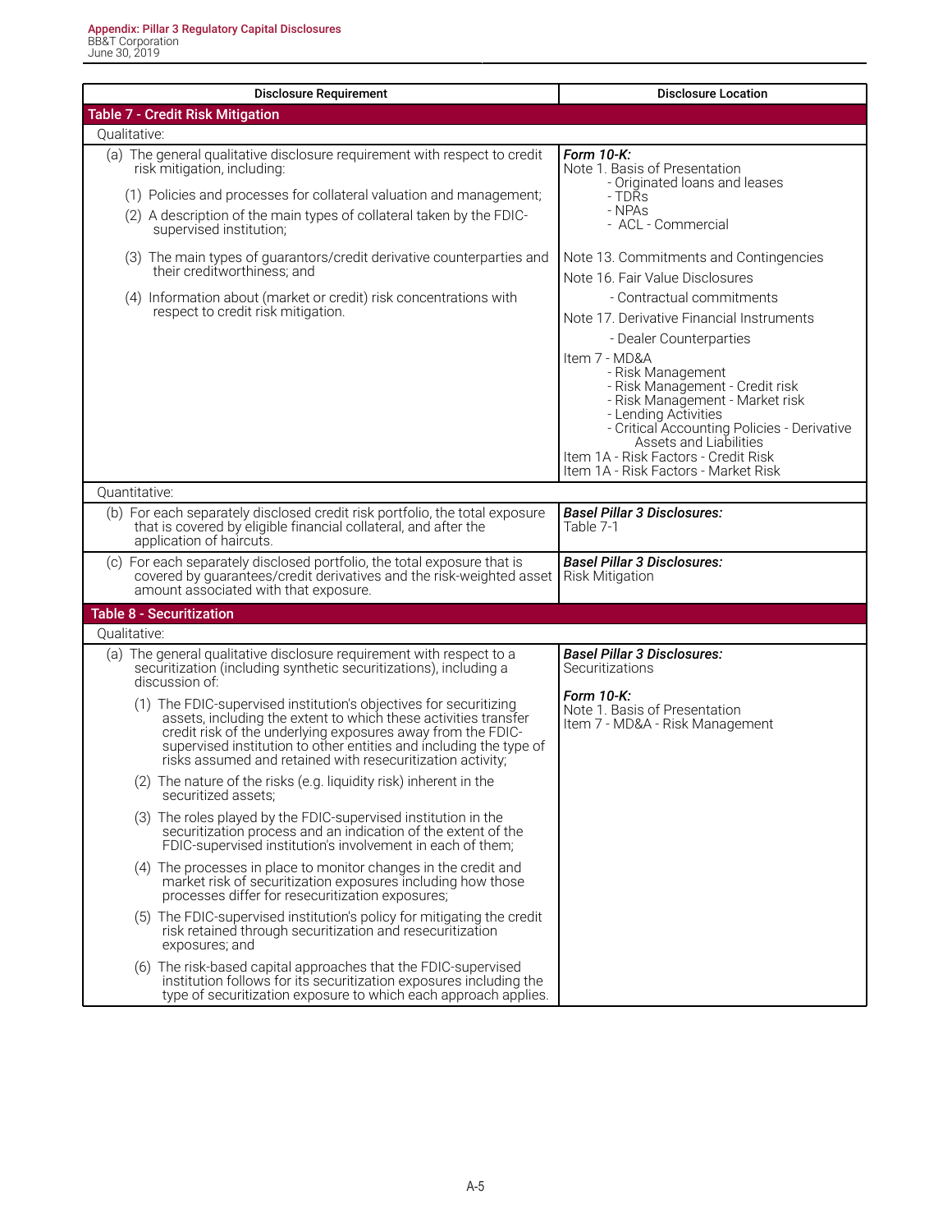| Disclosure Requirement | Disclosure Location |
|---|---|
| **Table 7 - Credit Risk Mitigation** | |
| Qualitative: | |
| (a) The general qualitative disclosure requirement with respect to credit risk mitigation, including:<br>(1) Policies and processes for collateral valuation and management;<br>(2) A description of the main types of collateral taken by the FDIC-supervised institution;<br>(3) The main types of guarantors/credit derivative counterparties and their creditworthiness; and<br>(4) Information about (market or credit) risk concentrations with respect to credit risk mitigation. | ***Form 10-K:***<br>Note 1. Basis of Presentation<br>- Originated loans and leases<br>- TDRs<br>- NPAs<br>- ACL - Commercial<br>Note 13. Commitments and Contingencies<br>Note 16. Fair Value Disclosures<br>- Contractual commitments<br>Note 17. Derivative Financial Instruments<br>- Dealer Counterparties<br>Item 7 - MD&A<br>- Risk Management<br>- Risk Management - Credit risk<br>- Risk Management - Market risk<br>- Lending Activities<br>- Critical Accounting Policies - Derivative Assets and Liabilities<br>Item 1A - Risk Factors - Credit Risk<br>Item 1A - Risk Factors - Market Risk |
| Quantitative: | |
| (b) For each separately disclosed credit risk portfolio, the total exposure that is covered by eligible financial collateral, and after the application of haircuts. | ***Basel Pillar 3 Disclosures:***<br>Table 7-1 |
| (c) For each separately disclosed portfolio, the total exposure that is covered by guarantees/credit derivatives and the risk-weighted asset amount associated with that exposure. | ***Basel Pillar 3 Disclosures:***<br>Risk Mitigation |
| **Table 8 - Securitization** | |
| Qualitative: | |
| (a) The general qualitative disclosure requirement with respect to a securitization (including synthetic securitizations), including a discussion of:<br>(1) The FDIC-supervised institution's objectives for securitizing assets, including the extent to which these activities transfer credit risk of the underlying exposures away from the FDIC-supervised institution to other entities and including the type of risks assumed and retained with resecuritization activity;<br>(2) The nature of the risks (e.g. liquidity risk) inherent in the securitized assets;<br>(3) The roles played by the FDIC-supervised institution in the securitization process and an indication of the extent of the FDIC-supervised institution's involvement in each of them;<br>(4) The processes in place to monitor changes in the credit and market risk of securitization exposures including how those processes differ for resecuritization exposures;<br>(5) The FDIC-supervised institution's policy for mitigating the credit risk retained through securitization and resecuritization exposures; and<br>(6) The risk-based capital approaches that the FDIC-supervised institution follows for its securitization exposures including the type of securitization exposure to which each approach applies. | ***Basel Pillar 3 Disclosures:***<br>Securitizations<br><br>***Form 10-K:***<br>Note 1. Basis of Presentation<br>Item 7 - MD&A - Risk Management |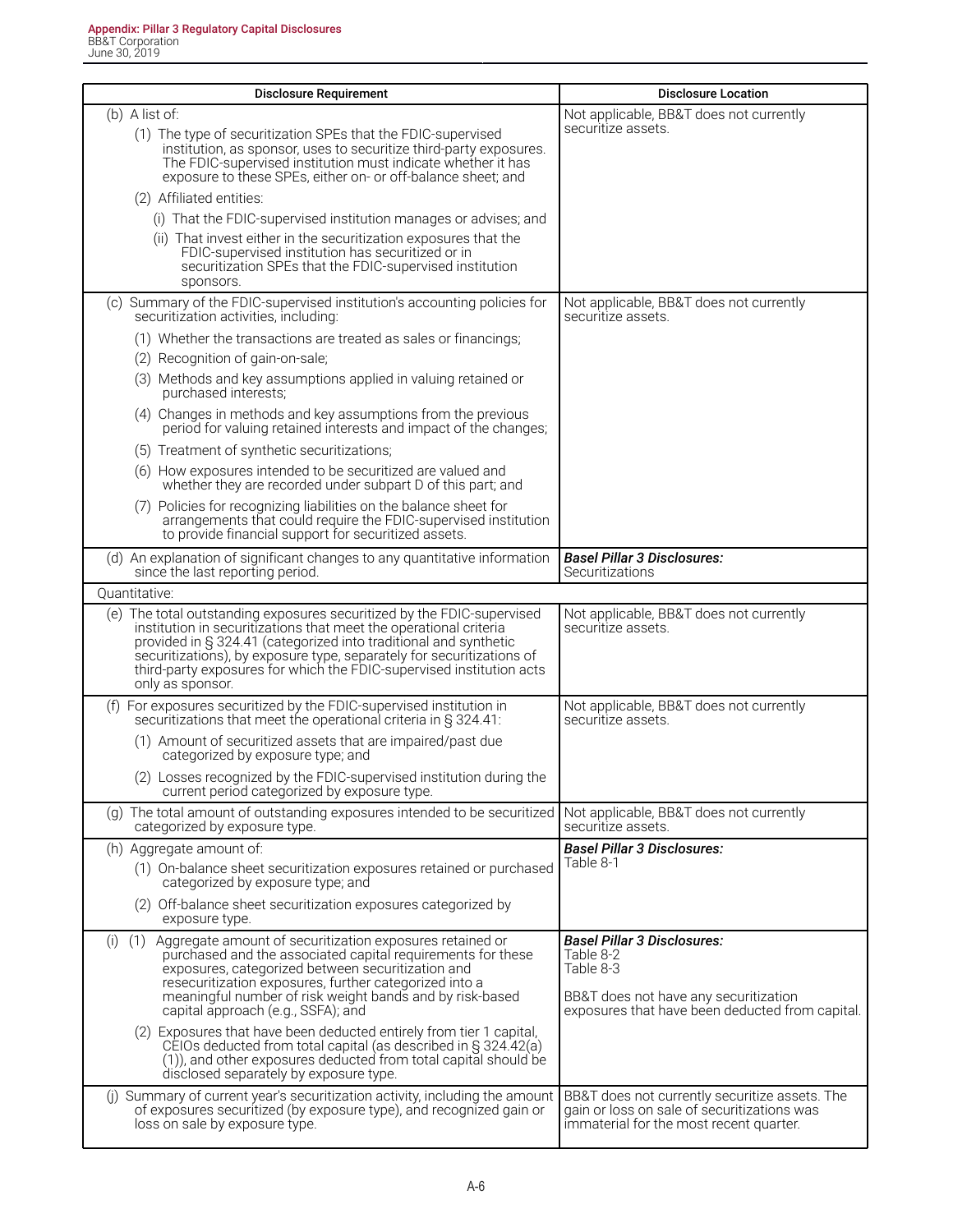| Disclosure Requirement | Disclosure Location |
|---|---|
| (b) A list of:<br>(1) The type of securitization SPEs that the FDIC-supervised institution, as sponsor, uses to securitize third-party exposures. The FDIC-supervised institution must indicate whether it has exposure to these SPEs, either on- or off-balance sheet; and<br>(2) Affiliated entities:<br>(i) That the FDIC-supervised institution manages or advises; and<br>(ii) That invest either in the securitization exposures that the FDIC-supervised institution has securitized or in securitization SPEs that the FDIC-supervised institution sponsors. | Not applicable, BB&T does not currently securitize assets. |
| (c) Summary of the FDIC-supervised institution's accounting policies for securitization activities, including:<br>(1) Whether the transactions are treated as sales or financings;<br>(2) Recognition of gain-on-sale;<br>(3) Methods and key assumptions applied in valuing retained or purchased interests;<br>(4) Changes in methods and key assumptions from the previous period for valuing retained interests and impact of the changes;<br>(5) Treatment of synthetic securitizations;<br>(6) How exposures intended to be securitized are valued and whether they are recorded under subpart D of this part; and<br>(7) Policies for recognizing liabilities on the balance sheet for arrangements that could require the FDIC-supervised institution to provide financial support for securitized assets. | Not applicable, BB&T does not currently securitize assets. |
| (d) An explanation of significant changes to any quantitative information since the last reporting period. | ***Basel Pillar 3 Disclosures:***<br>Securitizations |
| Quantitative: | |
| (e) The total outstanding exposures securitized by the FDIC-supervised institution in securitizations that meet the operational criteria provided in § 324.41 (categorized into traditional and synthetic securitizations), by exposure type, separately for securitizations of third-party exposures for which the FDIC-supervised institution acts only as sponsor. | Not applicable, BB&T does not currently securitize assets. |
| (f) For exposures securitized by the FDIC-supervised institution in securitizations that meet the operational criteria in § 324.41:<br>(1) Amount of securitized assets that are impaired/past due categorized by exposure type; and<br>(2) Losses recognized by the FDIC-supervised institution during the current period categorized by exposure type. | Not applicable, BB&T does not currently securitize assets. |
| (g) The total amount of outstanding exposures intended to be securitized categorized by exposure type. | Not applicable, BB&T does not currently securitize assets. |
| (h) Aggregate amount of:<br>(1) On-balance sheet securitization exposures retained or purchased categorized by exposure type; and<br>(2) Off-balance sheet securitization exposures categorized by exposure type. | ***Basel Pillar 3 Disclosures:***<br>Table 8-1 |
| (i) (1) Aggregate amount of securitization exposures retained or purchased and the associated capital requirements for these exposures, categorized between securitization and resecuritization exposures, further categorized into a meaningful number of risk weight bands and by risk-based capital approach (e.g., SSFA); and<br>(2) Exposures that have been deducted entirely from tier 1 capital, CEIOs deducted from total capital (as described in § 324.42(a)(1)), and other exposures deducted from total capital should be disclosed separately by exposure type. | ***Basel Pillar 3 Disclosures:***<br>Table 8-2<br>Table 8-3<br><br>BB&T does not have any securitization exposures that have been deducted from capital. |
| (j) Summary of current year's securitization activity, including the amount of exposures securitized (by exposure type), and recognized gain or loss on sale by exposure type. | BB&T does not currently securitize assets. The gain or loss on sale of securitizations was immaterial for the most recent quarter. |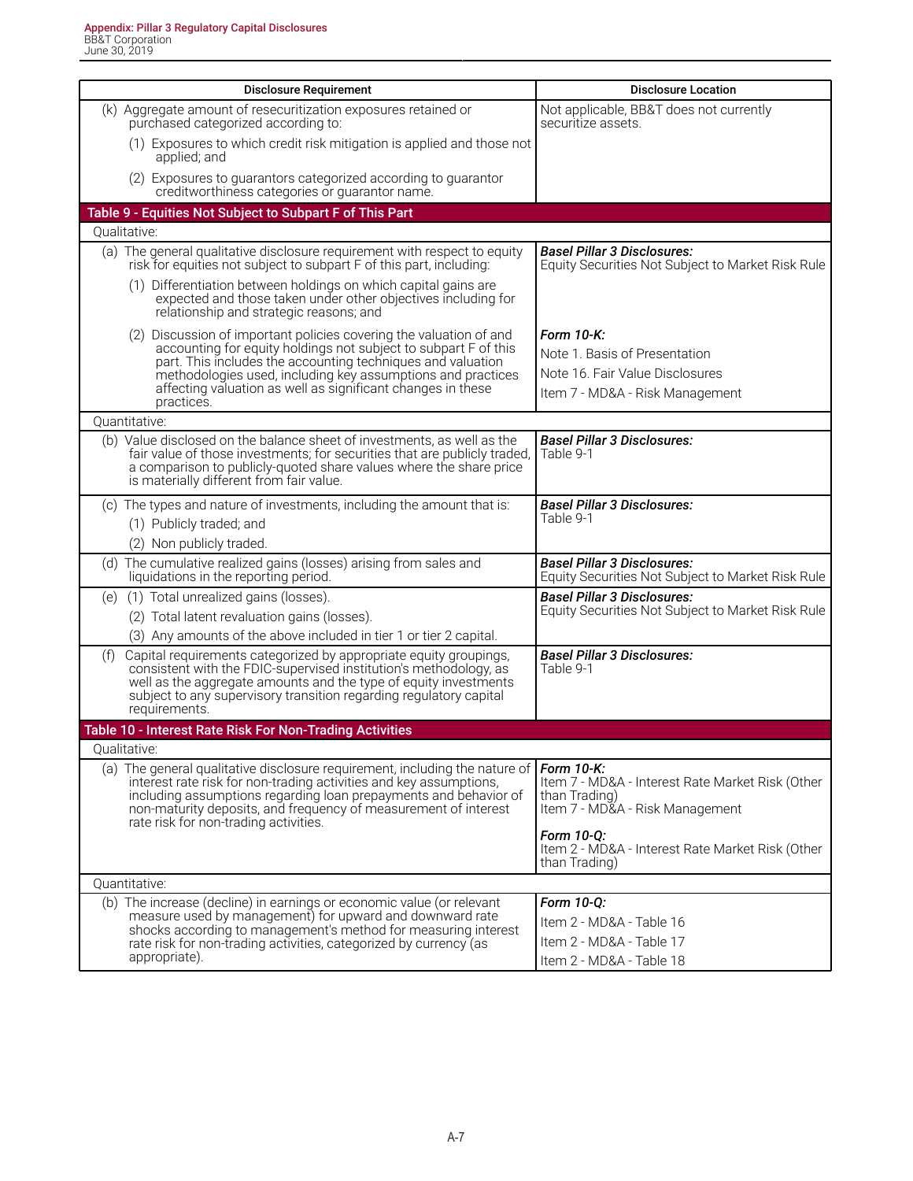| Disclosure Requirement | Disclosure Location |
|---|---|
| (k) Aggregate amount of resecuritization exposures retained or purchased categorized according to:<br>(1) Exposures to which credit risk mitigation is applied and those not applied; and<br>(2) Exposures to guarantors categorized according to guarantor creditworthiness categories or guarantor name. | Not applicable, BB&T does not currently securitize assets. |
| **Table 9 - Equities Not Subject to Subpart F of This Part** | |
| Qualitative: | |
| (a) The general qualitative disclosure requirement with respect to equity risk for equities not subject to subpart F of this part, including:<br>(1) Differentiation between holdings on which capital gains are expected and those taken under other objectives including for relationship and strategic reasons; and | ***Basel Pillar 3 Disclosures:***<br>Equity Securities Not Subject to Market Risk Rule |
| (2) Discussion of important policies covering the valuation of and accounting for equity holdings not subject to subpart F of this part. This includes the accounting techniques and valuation methodologies used, including key assumptions and practices affecting valuation as well as significant changes in these practices. | ***Form 10-K:***<br>Note 1. Basis of Presentation<br>Note 16. Fair Value Disclosures<br>Item 7 - MD&A - Risk Management |
| Quantitative: | |
| (b) Value disclosed on the balance sheet of investments, as well as the fair value of those investments; for securities that are publicly traded, a comparison to publicly-quoted share values where the share price is materially different from fair value. | ***Basel Pillar 3 Disclosures:***<br>Table 9-1 |
| (c) The types and nature of investments, including the amount that is:<br>(1) Publicly traded; and<br>(2) Non publicly traded. | ***Basel Pillar 3 Disclosures:***<br>Table 9-1 |
| (d) The cumulative realized gains (losses) arising from sales and liquidations in the reporting period. | ***Basel Pillar 3 Disclosures:***<br>Equity Securities Not Subject to Market Risk Rule |
| (e) (1) Total unrealized gains (losses).<br>(2) Total latent revaluation gains (losses).<br>(3) Any amounts of the above included in tier 1 or tier 2 capital. | ***Basel Pillar 3 Disclosures:***<br>Equity Securities Not Subject to Market Risk Rule |
| (f) Capital requirements categorized by appropriate equity groupings, consistent with the FDIC-supervised institution's methodology, as well as the aggregate amounts and the type of equity investments subject to any supervisory transition regarding regulatory capital requirements. | ***Basel Pillar 3 Disclosures:***<br>Table 9-1 |
| **Table 10 - Interest Rate Risk For Non-Trading Activities** | |
| Qualitative: | |
| (a) The general qualitative disclosure requirement, including the nature of interest rate risk for non-trading activities and key assumptions, including assumptions regarding loan prepayments and behavior of non-maturity deposits, and frequency of measurement of interest rate risk for non-trading activities. | ***Form 10-K:***<br>Item 7 - MD&A - Interest Rate Market Risk (Other than Trading)<br>Item 7 - MD&A - Risk Management<br><br>***Form 10-Q:***<br>Item 2 - MD&A - Interest Rate Market Risk (Other than Trading) |
| Quantitative: | |
| (b) The increase (decline) in earnings or economic value (or relevant measure used by management) for upward and downward rate shocks according to management's method for measuring interest rate risk for non-trading activities, categorized by currency (as appropriate). | ***Form 10-Q:***<br>Item 2 - MD&A - Table 16<br>Item 2 - MD&A - Table 17<br>Item 2 - MD&A - Table 18 |